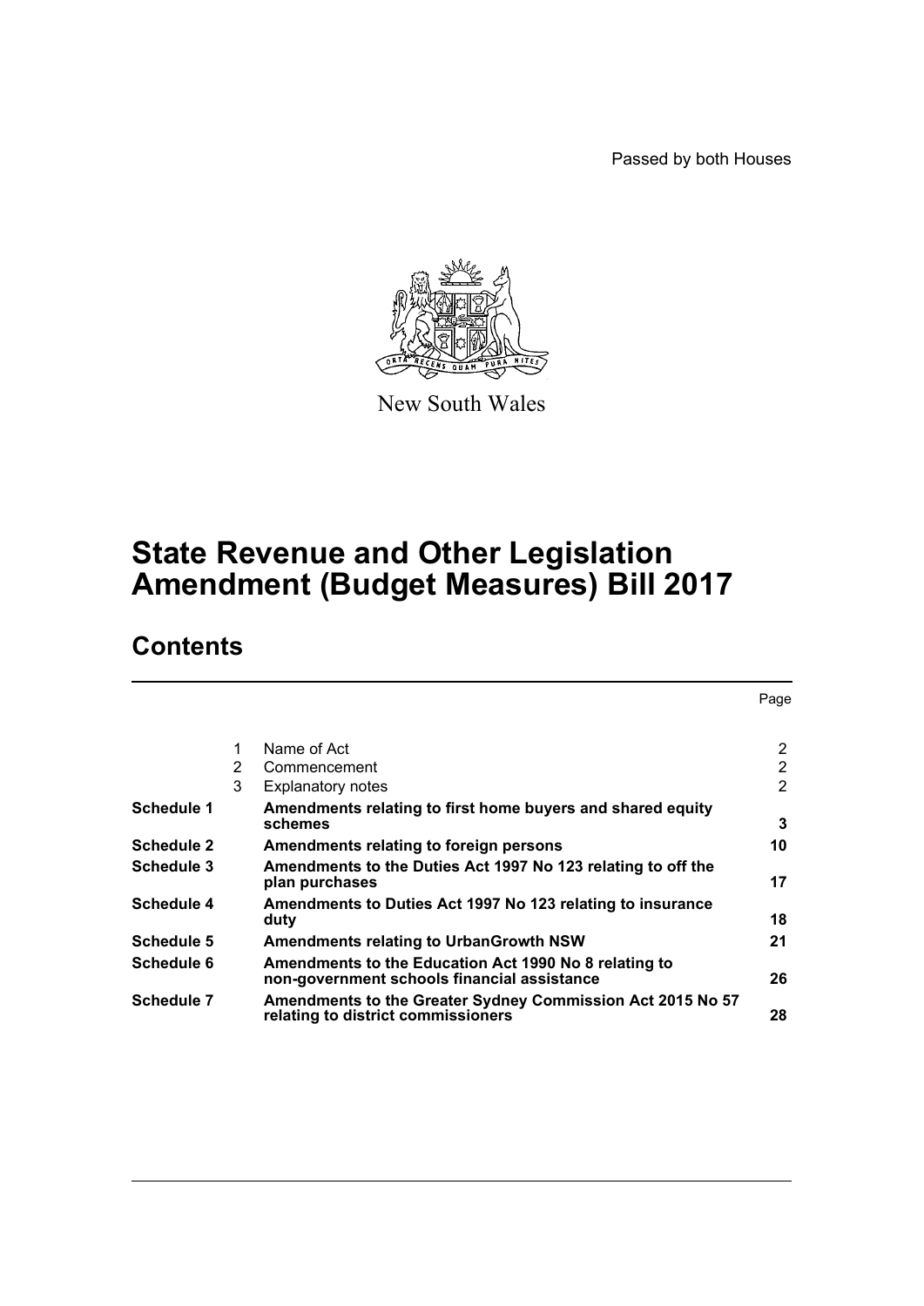Passed by both Houses

New South Wales

# State Revenue and Other Legislation Amendment (Budget Measures) Bill 2017

## Contents

| | | | Page |
|---|---|---|---|
| | 1 | Name of Act | 2 |
| | 2 | Commencement | 2 |
| | 3 | Explanatory notes | 2 |
| **Schedule 1** | | **Amendments relating to first home buyers and shared equity schemes** | **3** |
| **Schedule 2** | | **Amendments relating to foreign persons** | **10** |
| **Schedule 3** | | **Amendments to the Duties Act 1997 No 123 relating to off the plan purchases** | **17** |
| **Schedule 4** | | **Amendments to Duties Act 1997 No 123 relating to insurance duty** | **18** |
| **Schedule 5** | | **Amendments relating to UrbanGrowth NSW** | **21** |
| **Schedule 6** | | **Amendments to the Education Act 1990 No 8 relating to non-government schools financial assistance** | **26** |
| **Schedule 7** | | **Amendments to the Greater Sydney Commission Act 2015 No 57 relating to district commissioners** | **28** |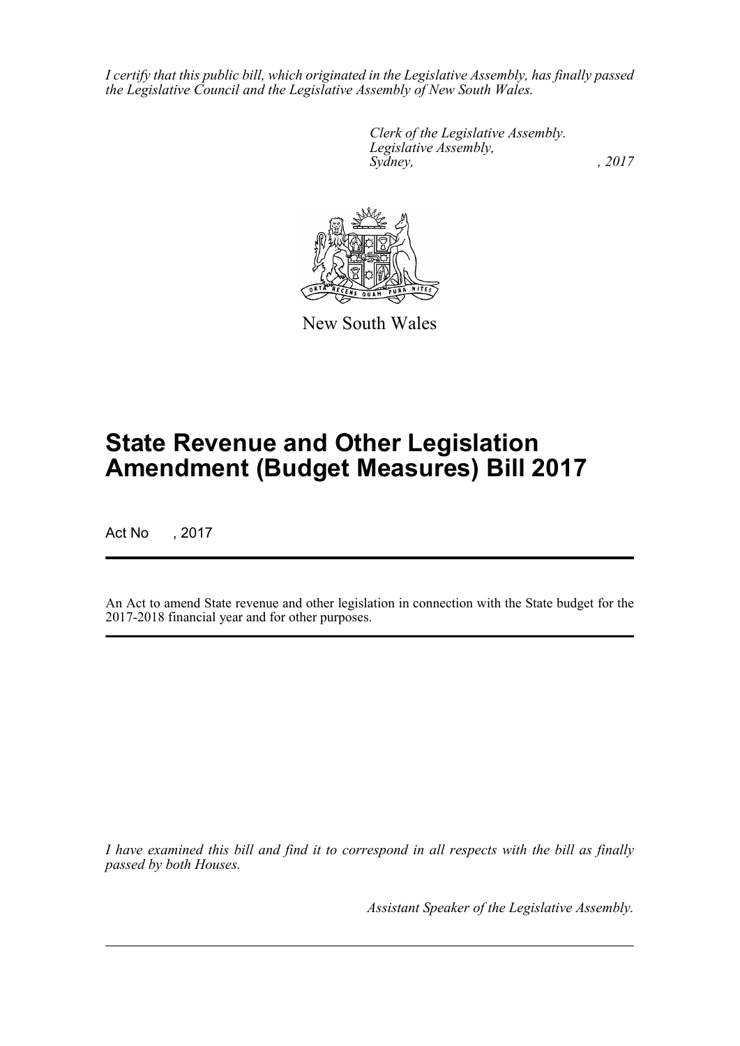*I certify that this public bill, which originated in the Legislative Assembly, has finally passed the Legislative Council and the Legislative Assembly of New South Wales.*

*Clerk of the Legislative Assembly.*
*Legislative Assembly,*
*Sydney, , 2017*

New South Wales

# State Revenue and Other Legislation Amendment (Budget Measures) Bill 2017

Act No , 2017

An Act to amend State revenue and other legislation in connection with the State budget for the 2017-2018 financial year and for other purposes.

*I have examined this bill and find it to correspond in all respects with the bill as finally passed by both Houses.*

*Assistant Speaker of the Legislative Assembly.*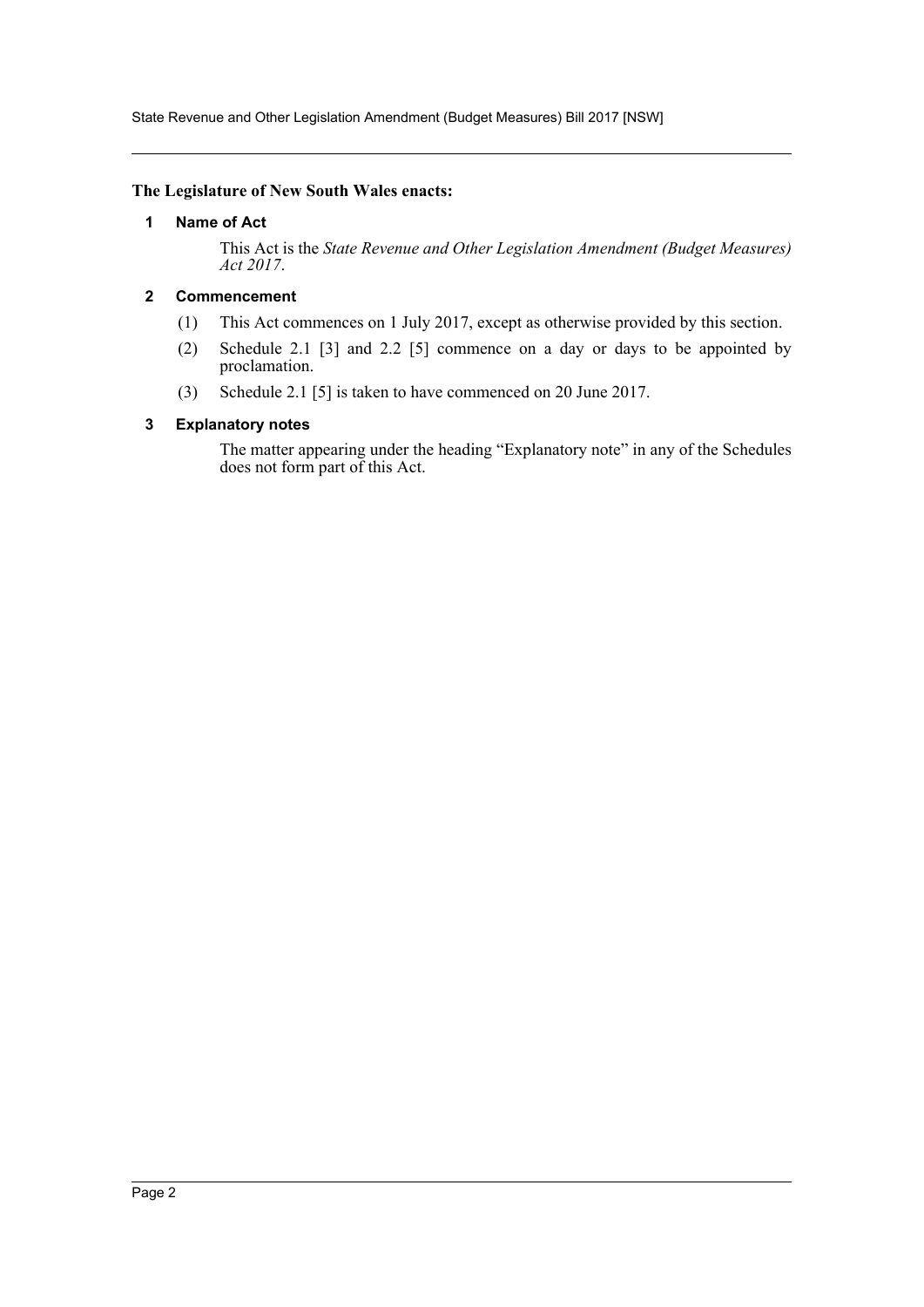**The Legislature of New South Wales enacts:**

### 1 Name of Act

This Act is the *State Revenue and Other Legislation Amendment (Budget Measures) Act 2017*.

### 2 Commencement

(1) This Act commences on 1 July 2017, except as otherwise provided by this section.

(2) Schedule 2.1 [3] and 2.2 [5] commence on a day or days to be appointed by proclamation.

(3) Schedule 2.1 [5] is taken to have commenced on 20 June 2017.

### 3 Explanatory notes

The matter appearing under the heading "Explanatory note" in any of the Schedules does not form part of this Act.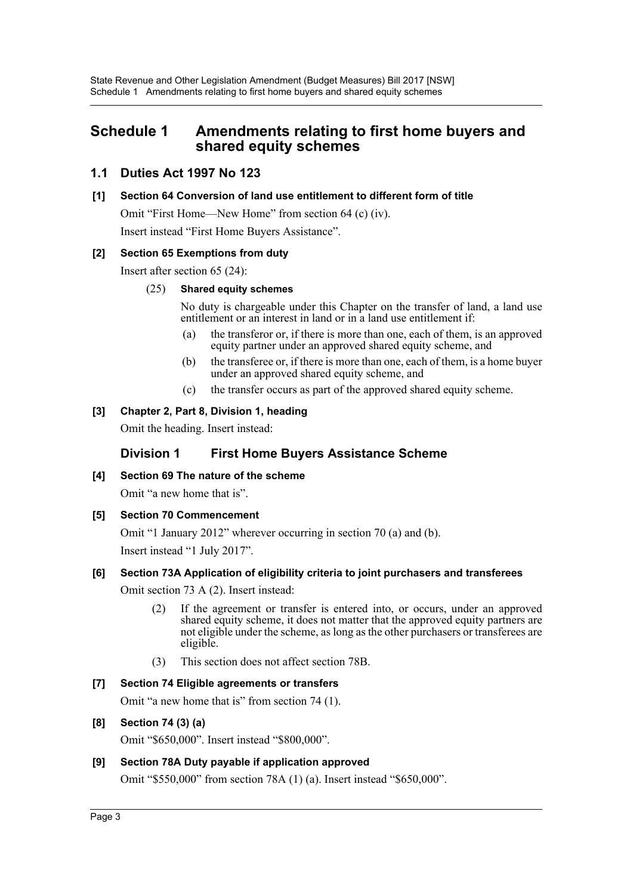# Schedule 1 Amendments relating to first home buyers and shared equity schemes

## 1.1 Duties Act 1997 No 123

### [1] Section 64 Conversion of land use entitlement to different form of title

Omit "First Home—New Home" from section 64 (c) (iv).

Insert instead "First Home Buyers Assistance".

### [2] Section 65 Exemptions from duty

Insert after section 65 (24):

(25) **Shared equity schemes**

No duty is chargeable under this Chapter on the transfer of land, a land use entitlement or an interest in land or in a land use entitlement if:

(a) the transferor or, if there is more than one, each of them, is an approved equity partner under an approved shared equity scheme, and

(b) the transferee or, if there is more than one, each of them, is a home buyer under an approved shared equity scheme, and

(c) the transfer occurs as part of the approved shared equity scheme.

### [3] Chapter 2, Part 8, Division 1, heading

Omit the heading. Insert instead:

## Division 1 First Home Buyers Assistance Scheme

### [4] Section 69 The nature of the scheme

Omit "a new home that is".

### [5] Section 70 Commencement

Omit "1 January 2012" wherever occurring in section 70 (a) and (b).

Insert instead "1 July 2017".

### [6] Section 73A Application of eligibility criteria to joint purchasers and transferees

Omit section 73 A (2). Insert instead:

(2) If the agreement or transfer is entered into, or occurs, under an approved shared equity scheme, it does not matter that the approved equity partners are not eligible under the scheme, as long as the other purchasers or transferees are eligible.

(3) This section does not affect section 78B.

### [7] Section 74 Eligible agreements or transfers

Omit "a new home that is" from section 74 (1).

### [8] Section 74 (3) (a)

Omit "$650,000". Insert instead "$800,000".

### [9] Section 78A Duty payable if application approved

Omit "$550,000" from section 78A (1) (a). Insert instead "$650,000".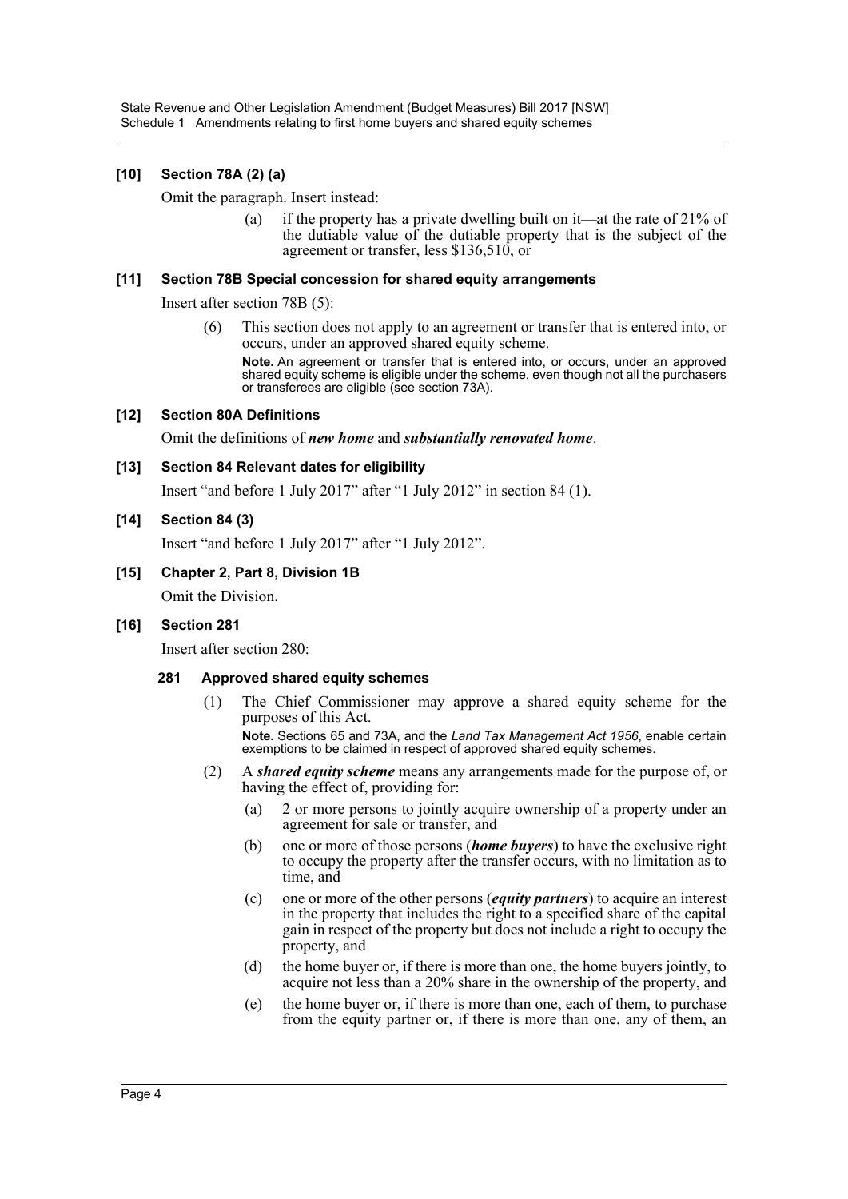### [10] Section 78A (2) (a)

Omit the paragraph. Insert instead:

> (a) if the property has a private dwelling built on it—at the rate of 21% of the dutiable value of the dutiable property that is the subject of the agreement or transfer, less $136,510, or

### [11] Section 78B Special concession for shared equity arrangements

Insert after section 78B (5):

> (6) This section does not apply to an agreement or transfer that is entered into, or occurs, under an approved shared equity scheme.
>
> **Note.** An agreement or transfer that is entered into, or occurs, under an approved shared equity scheme is eligible under the scheme, even though not all the purchasers or transferees are eligible (see section 73A).

### [12] Section 80A Definitions

Omit the definitions of ***new home*** and ***substantially renovated home***.

### [13] Section 84 Relevant dates for eligibility

Insert "and before 1 July 2017" after "1 July 2012" in section 84 (1).

### [14] Section 84 (3)

Insert "and before 1 July 2017" after "1 July 2012".

### [15] Chapter 2, Part 8, Division 1B

Omit the Division.

### [16] Section 281

Insert after section 280:

#### 281 Approved shared equity schemes

(1) The Chief Commissioner may approve a shared equity scheme for the purposes of this Act.

**Note.** Sections 65 and 73A, and the *Land Tax Management Act 1956*, enable certain exemptions to be claimed in respect of approved shared equity schemes.

(2) A ***shared equity scheme*** means any arrangements made for the purpose of, or having the effect of, providing for:

- (a) 2 or more persons to jointly acquire ownership of a property under an agreement for sale or transfer, and
- (b) one or more of those persons (***home buyers***) to have the exclusive right to occupy the property after the transfer occurs, with no limitation as to time, and
- (c) one or more of the other persons (***equity partners***) to acquire an interest in the property that includes the right to a specified share of the capital gain in respect of the property but does not include a right to occupy the property, and
- (d) the home buyer or, if there is more than one, the home buyers jointly, to acquire not less than a 20% share in the ownership of the property, and
- (e) the home buyer or, if there is more than one, each of them, to purchase from the equity partner or, if there is more than one, any of them, an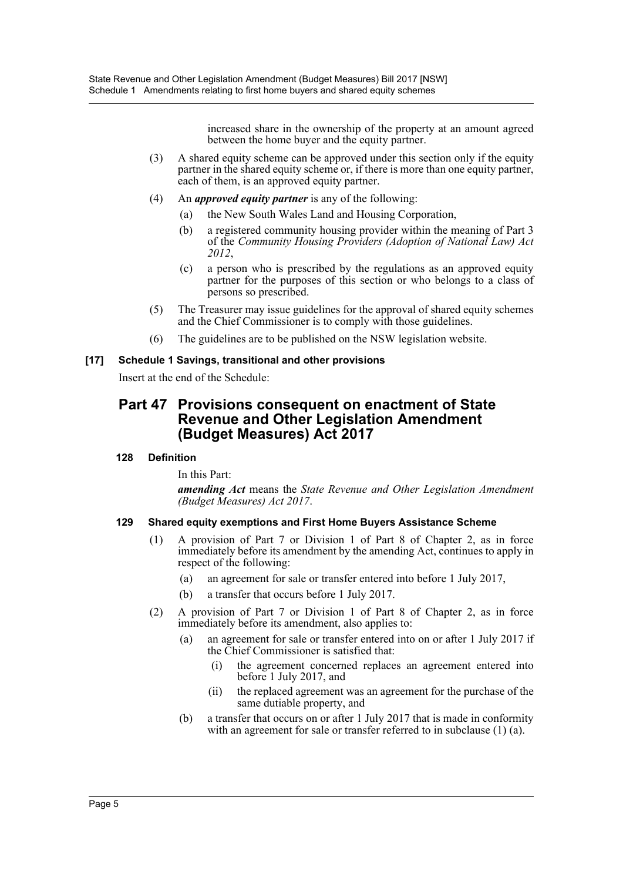increased share in the ownership of the property at an amount agreed between the home buyer and the equity partner.

(3) A shared equity scheme can be approved under this section only if the equity partner in the shared equity scheme or, if there is more than one equity partner, each of them, is an approved equity partner.

(4) An ***approved equity partner*** is any of the following:

(a) the New South Wales Land and Housing Corporation,

(b) a registered community housing provider within the meaning of Part 3 of the *Community Housing Providers (Adoption of National Law) Act 2012*,

(c) a person who is prescribed by the regulations as an approved equity partner for the purposes of this section or who belongs to a class of persons so prescribed.

(5) The Treasurer may issue guidelines for the approval of shared equity schemes and the Chief Commissioner is to comply with those guidelines.

(6) The guidelines are to be published on the NSW legislation website.

**[17] Schedule 1 Savings, transitional and other provisions**

Insert at the end of the Schedule:

## Part 47 Provisions consequent on enactment of State Revenue and Other Legislation Amendment (Budget Measures) Act 2017

### 128 Definition

In this Part:

***amending Act*** means the *State Revenue and Other Legislation Amendment (Budget Measures) Act 2017*.

### 129 Shared equity exemptions and First Home Buyers Assistance Scheme

(1) A provision of Part 7 or Division 1 of Part 8 of Chapter 2, as in force immediately before its amendment by the amending Act, continues to apply in respect of the following:

(a) an agreement for sale or transfer entered into before 1 July 2017,

(b) a transfer that occurs before 1 July 2017.

(2) A provision of Part 7 or Division 1 of Part 8 of Chapter 2, as in force immediately before its amendment, also applies to:

(a) an agreement for sale or transfer entered into on or after 1 July 2017 if the Chief Commissioner is satisfied that:

(i) the agreement concerned replaces an agreement entered into before 1 July 2017, and

(ii) the replaced agreement was an agreement for the purchase of the same dutiable property, and

(b) a transfer that occurs on or after 1 July 2017 that is made in conformity with an agreement for sale or transfer referred to in subclause (1) (a).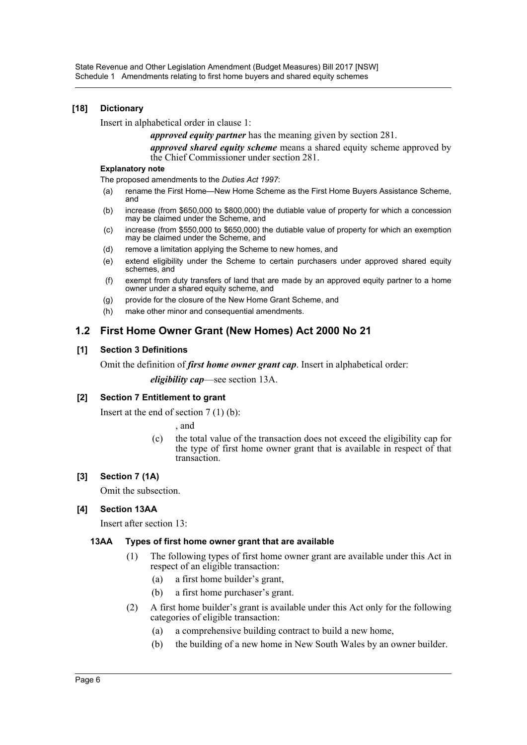**[18] Dictionary**

Insert in alphabetical order in clause 1:

> ***approved equity partner*** has the meaning given by section 281.
>
> ***approved shared equity scheme*** means a shared equity scheme approved by the Chief Commissioner under section 281.

**Explanatory note**

The proposed amendments to the *Duties Act 1997*:

(a) rename the First Home—New Home Scheme as the First Home Buyers Assistance Scheme, and

(b) increase (from $650,000 to $800,000) the dutiable value of property for which a concession may be claimed under the Scheme, and

(c) increase (from $550,000 to $650,000) the dutiable value of property for which an exemption may be claimed under the Scheme, and

(d) remove a limitation applying the Scheme to new homes, and

(e) extend eligibility under the Scheme to certain purchasers under approved shared equity schemes, and

(f) exempt from duty transfers of land that are made by an approved equity partner to a home owner under a shared equity scheme, and

(g) provide for the closure of the New Home Grant Scheme, and

(h) make other minor and consequential amendments.

## 1.2 First Home Owner Grant (New Homes) Act 2000 No 21

**[1] Section 3 Definitions**

Omit the definition of ***first home owner grant cap***. Insert in alphabetical order:

> ***eligibility cap***—see section 13A.

**[2] Section 7 Entitlement to grant**

Insert at the end of section 7 (1) (b):

> , and
>
> (c) the total value of the transaction does not exceed the eligibility cap for the type of first home owner grant that is available in respect of that transaction.

**[3] Section 7 (1A)**

Omit the subsection.

**[4] Section 13AA**

Insert after section 13:

**13AA Types of first home owner grant that are available**

(1) The following types of first home owner grant are available under this Act in respect of an eligible transaction:

(a) a first home builder's grant,

(b) a first home purchaser's grant.

(2) A first home builder's grant is available under this Act only for the following categories of eligible transaction:

(a) a comprehensive building contract to build a new home,

(b) the building of a new home in New South Wales by an owner builder.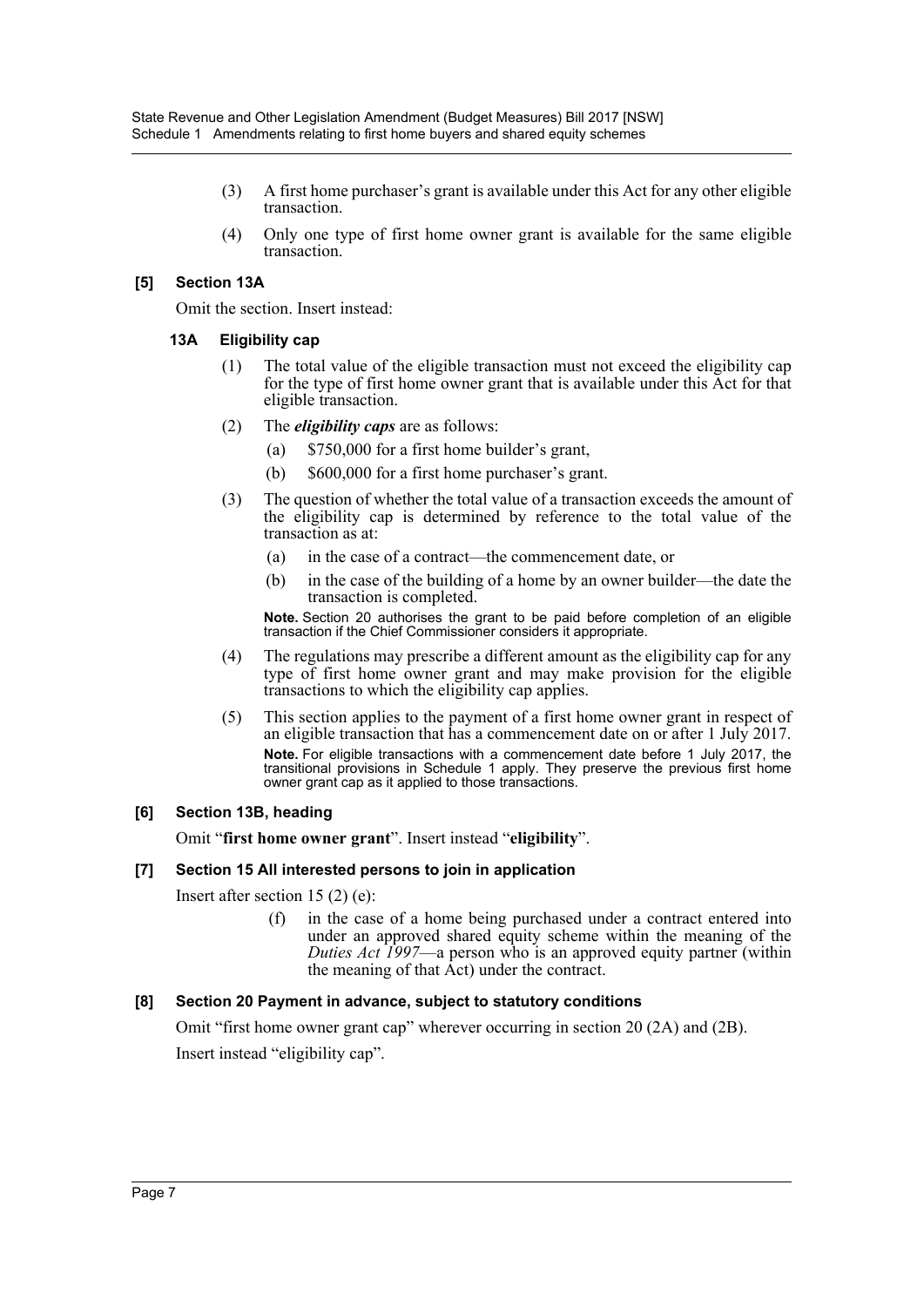(3) A first home purchaser's grant is available under this Act for any other eligible transaction.

(4) Only one type of first home owner grant is available for the same eligible transaction.

### [5] Section 13A

Omit the section. Insert instead:

#### 13A Eligibility cap

(1) The total value of the eligible transaction must not exceed the eligibility cap for the type of first home owner grant that is available under this Act for that eligible transaction.

(2) The ***eligibility caps*** are as follows:

- (a) $750,000 for a first home builder's grant,
- (b) $600,000 for a first home purchaser's grant.

(3) The question of whether the total value of a transaction exceeds the amount of the eligibility cap is determined by reference to the total value of the transaction as at:

- (a) in the case of a contract—the commencement date, or
- (b) in the case of the building of a home by an owner builder—the date the transaction is completed.

**Note.** Section 20 authorises the grant to be paid before completion of an eligible transaction if the Chief Commissioner considers it appropriate.

(4) The regulations may prescribe a different amount as the eligibility cap for any type of first home owner grant and may make provision for the eligible transactions to which the eligibility cap applies.

(5) This section applies to the payment of a first home owner grant in respect of an eligible transaction that has a commencement date on or after 1 July 2017.

**Note.** For eligible transactions with a commencement date before 1 July 2017, the transitional provisions in Schedule 1 apply. They preserve the previous first home owner grant cap as it applied to those transactions.

### [6] Section 13B, heading

Omit "**first home owner grant**". Insert instead "**eligibility**".

### [7] Section 15 All interested persons to join in application

Insert after section 15 (2) (e):

- (f) in the case of a home being purchased under a contract entered into under an approved shared equity scheme within the meaning of the *Duties Act 1997*—a person who is an approved equity partner (within the meaning of that Act) under the contract.

### [8] Section 20 Payment in advance, subject to statutory conditions

Omit "first home owner grant cap" wherever occurring in section 20 (2A) and (2B).

Insert instead "eligibility cap".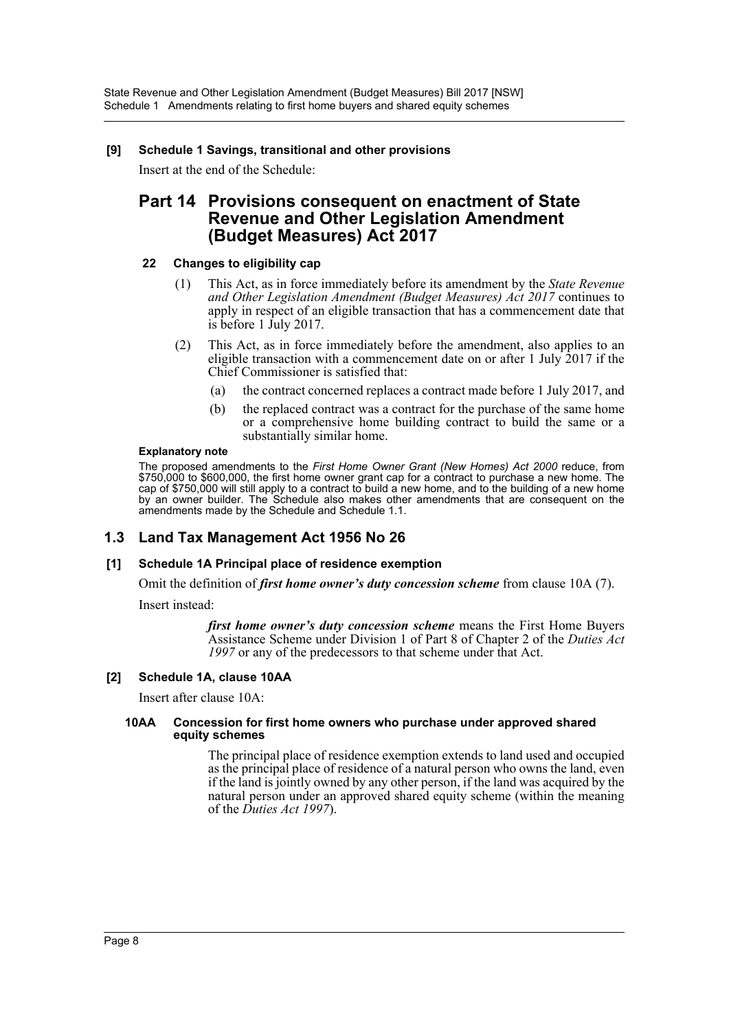**[9] Schedule 1 Savings, transitional and other provisions**

Insert at the end of the Schedule:

## Part 14 Provisions consequent on enactment of State Revenue and Other Legislation Amendment (Budget Measures) Act 2017

### 22 Changes to eligibility cap

(1) This Act, as in force immediately before its amendment by the *State Revenue and Other Legislation Amendment (Budget Measures) Act 2017* continues to apply in respect of an eligible transaction that has a commencement date that is before 1 July 2017.

(2) This Act, as in force immediately before the amendment, also applies to an eligible transaction with a commencement date on or after 1 July 2017 if the Chief Commissioner is satisfied that:

(a) the contract concerned replaces a contract made before 1 July 2017, and

(b) the replaced contract was a contract for the purchase of the same home or a comprehensive home building contract to build the same or a substantially similar home.

**Explanatory note**

The proposed amendments to the *First Home Owner Grant (New Homes) Act 2000* reduce, from $750,000 to $600,000, the first home owner grant cap for a contract to purchase a new home. The cap of $750,000 will still apply to a contract to build a new home, and to the building of a new home by an owner builder. The Schedule also makes other amendments that are consequent on the amendments made by the Schedule and Schedule 1.1.

## 1.3 Land Tax Management Act 1956 No 26

**[1] Schedule 1A Principal place of residence exemption**

Omit the definition of ***first home owner's duty concession scheme*** from clause 10A (7).

Insert instead:

> ***first home owner's duty concession scheme*** means the First Home Buyers Assistance Scheme under Division 1 of Part 8 of Chapter 2 of the *Duties Act 1997* or any of the predecessors to that scheme under that Act.

**[2] Schedule 1A, clause 10AA**

Insert after clause 10A:

> **10AA Concession for first home owners who purchase under approved shared equity schemes**
>
> The principal place of residence exemption extends to land used and occupied as the principal place of residence of a natural person who owns the land, even if the land is jointly owned by any other person, if the land was acquired by the natural person under an approved shared equity scheme (within the meaning of the *Duties Act 1997*).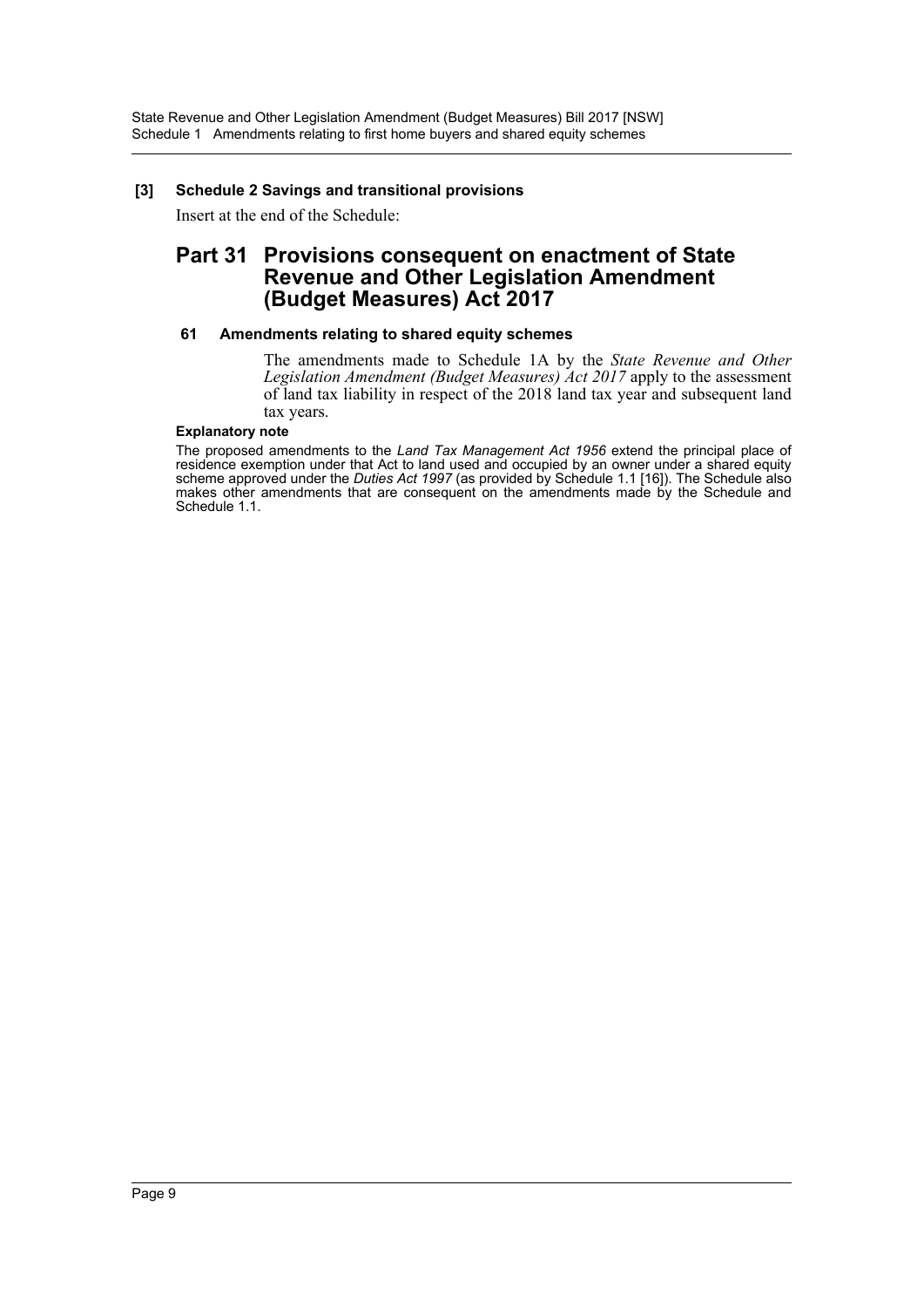### [3] Schedule 2 Savings and transitional provisions

Insert at the end of the Schedule:

## Part 31 Provisions consequent on enactment of State Revenue and Other Legislation Amendment (Budget Measures) Act 2017

### 61 Amendments relating to shared equity schemes

The amendments made to Schedule 1A by the *State Revenue and Other Legislation Amendment (Budget Measures) Act 2017* apply to the assessment of land tax liability in respect of the 2018 land tax year and subsequent land tax years.

**Explanatory note**

The proposed amendments to the *Land Tax Management Act 1956* extend the principal place of residence exemption under that Act to land used and occupied by an owner under a shared equity scheme approved under the *Duties Act 1997* (as provided by Schedule 1.1 [16]). The Schedule also makes other amendments that are consequent on the amendments made by the Schedule and Schedule 1.1.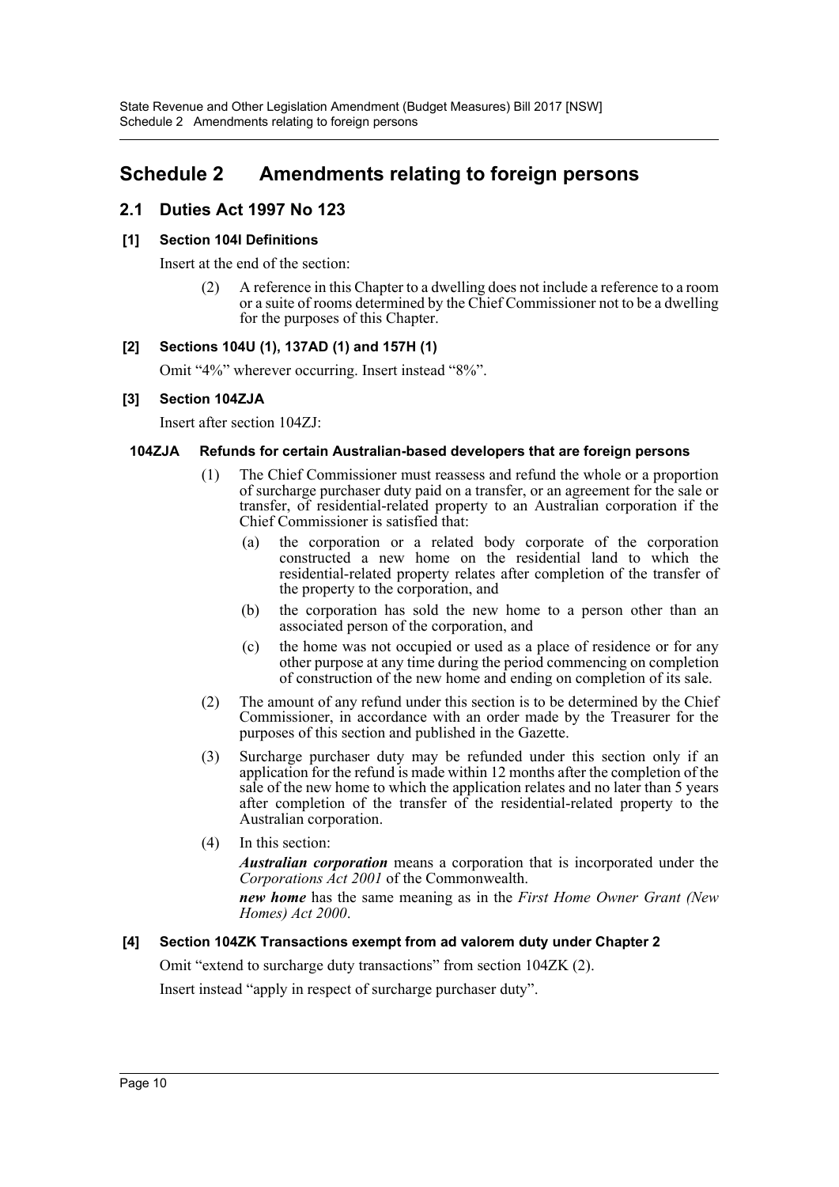# Schedule 2 Amendments relating to foreign persons

## 2.1 Duties Act 1997 No 123

### [1] Section 104I Definitions

Insert at the end of the section:

(2) A reference in this Chapter to a dwelling does not include a reference to a room or a suite of rooms determined by the Chief Commissioner not to be a dwelling for the purposes of this Chapter.

### [2] Sections 104U (1), 137AD (1) and 157H (1)

Omit "4%" wherever occurring. Insert instead "8%".

### [3] Section 104ZJA

Insert after section 104ZJ:

#### 104ZJA Refunds for certain Australian-based developers that are foreign persons

(1) The Chief Commissioner must reassess and refund the whole or a proportion of surcharge purchaser duty paid on a transfer, or an agreement for the sale or transfer, of residential-related property to an Australian corporation if the Chief Commissioner is satisfied that:

(a) the corporation or a related body corporate of the corporation constructed a new home on the residential land to which the residential-related property relates after completion of the transfer of the property to the corporation, and

(b) the corporation has sold the new home to a person other than an associated person of the corporation, and

(c) the home was not occupied or used as a place of residence or for any other purpose at any time during the period commencing on completion of construction of the new home and ending on completion of its sale.

(2) The amount of any refund under this section is to be determined by the Chief Commissioner, in accordance with an order made by the Treasurer for the purposes of this section and published in the Gazette.

(3) Surcharge purchaser duty may be refunded under this section only if an application for the refund is made within 12 months after the completion of the sale of the new home to which the application relates and no later than 5 years after completion of the transfer of the residential-related property to the Australian corporation.

(4) In this section:

***Australian corporation*** means a corporation that is incorporated under the *Corporations Act 2001* of the Commonwealth.

***new home*** has the same meaning as in the *First Home Owner Grant (New Homes) Act 2000*.

### [4] Section 104ZK Transactions exempt from ad valorem duty under Chapter 2

Omit "extend to surcharge duty transactions" from section 104ZK (2).

Insert instead "apply in respect of surcharge purchaser duty".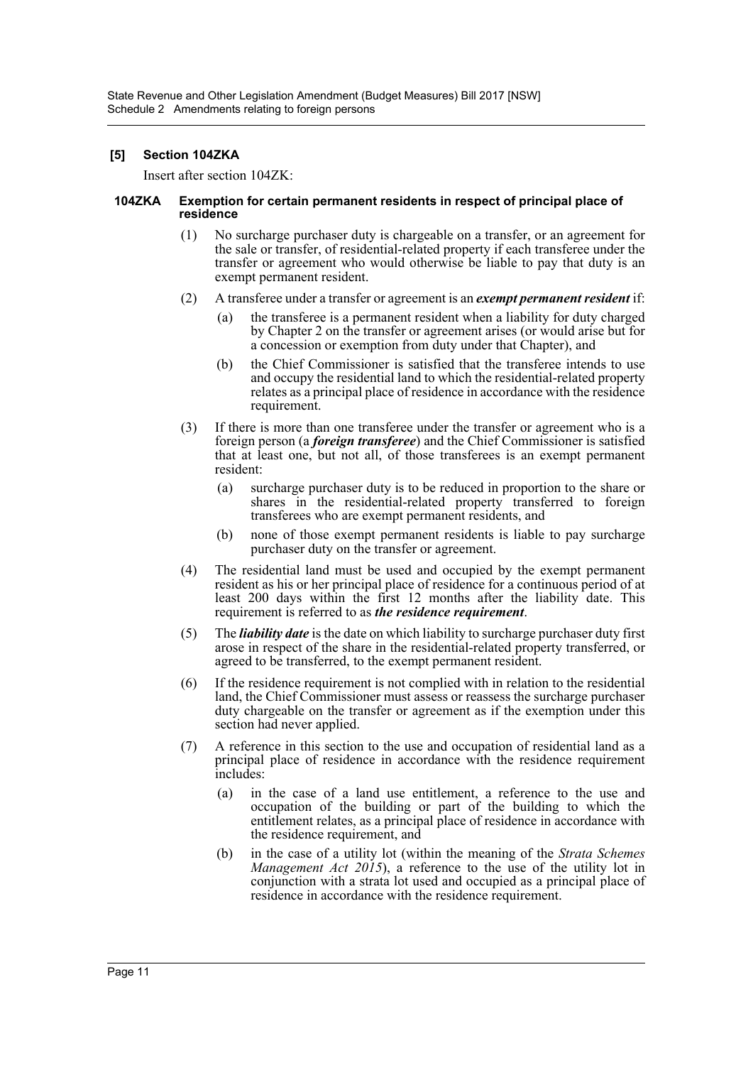## [5] Section 104ZKA

Insert after section 104ZK:

### 104ZKA Exemption for certain permanent residents in respect of principal place of residence

(1) No surcharge purchaser duty is chargeable on a transfer, or an agreement for the sale or transfer, of residential-related property if each transferee under the transfer or agreement who would otherwise be liable to pay that duty is an exempt permanent resident.

(2) A transferee under a transfer or agreement is an ***exempt permanent resident*** if:

- (a) the transferee is a permanent resident when a liability for duty charged by Chapter 2 on the transfer or agreement arises (or would arise but for a concession or exemption from duty under that Chapter), and
- (b) the Chief Commissioner is satisfied that the transferee intends to use and occupy the residential land to which the residential-related property relates as a principal place of residence in accordance with the residence requirement.

(3) If there is more than one transferee under the transfer or agreement who is a foreign person (a ***foreign transferee***) and the Chief Commissioner is satisfied that at least one, but not all, of those transferees is an exempt permanent resident:

- (a) surcharge purchaser duty is to be reduced in proportion to the share or shares in the residential-related property transferred to foreign transferees who are exempt permanent residents, and
- (b) none of those exempt permanent residents is liable to pay surcharge purchaser duty on the transfer or agreement.

(4) The residential land must be used and occupied by the exempt permanent resident as his or her principal place of residence for a continuous period of at least 200 days within the first 12 months after the liability date. This requirement is referred to as ***the residence requirement***.

(5) The ***liability date*** is the date on which liability to surcharge purchaser duty first arose in respect of the share in the residential-related property transferred, or agreed to be transferred, to the exempt permanent resident.

(6) If the residence requirement is not complied with in relation to the residential land, the Chief Commissioner must assess or reassess the surcharge purchaser duty chargeable on the transfer or agreement as if the exemption under this section had never applied.

(7) A reference in this section to the use and occupation of residential land as a principal place of residence in accordance with the residence requirement includes:

- (a) in the case of a land use entitlement, a reference to the use and occupation of the building or part of the building to which the entitlement relates, as a principal place of residence in accordance with the residence requirement, and
- (b) in the case of a utility lot (within the meaning of the *Strata Schemes Management Act 2015*), a reference to the use of the utility lot in conjunction with a strata lot used and occupied as a principal place of residence in accordance with the residence requirement.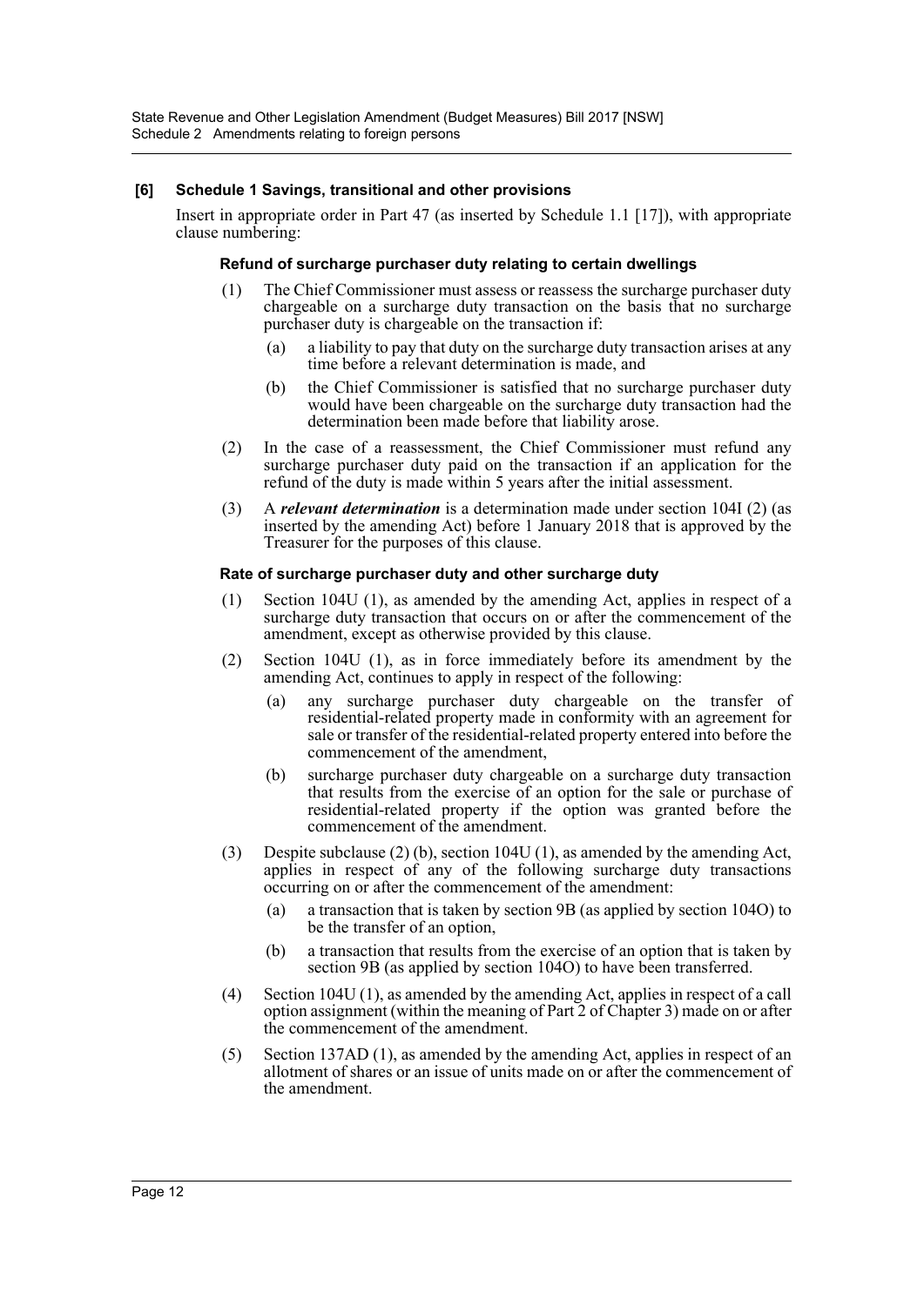**[6] Schedule 1 Savings, transitional and other provisions**

Insert in appropriate order in Part 47 (as inserted by Schedule 1.1 [17]), with appropriate clause numbering:

**Refund of surcharge purchaser duty relating to certain dwellings**

(1) The Chief Commissioner must assess or reassess the surcharge purchaser duty chargeable on a surcharge duty transaction on the basis that no surcharge purchaser duty is chargeable on the transaction if:

(a) a liability to pay that duty on the surcharge duty transaction arises at any time before a relevant determination is made, and

(b) the Chief Commissioner is satisfied that no surcharge purchaser duty would have been chargeable on the surcharge duty transaction had the determination been made before that liability arose.

(2) In the case of a reassessment, the Chief Commissioner must refund any surcharge purchaser duty paid on the transaction if an application for the refund of the duty is made within 5 years after the initial assessment.

(3) A ***relevant determination*** is a determination made under section 104I (2) (as inserted by the amending Act) before 1 January 2018 that is approved by the Treasurer for the purposes of this clause.

**Rate of surcharge purchaser duty and other surcharge duty**

(1) Section 104U (1), as amended by the amending Act, applies in respect of a surcharge duty transaction that occurs on or after the commencement of the amendment, except as otherwise provided by this clause.

(2) Section 104U (1), as in force immediately before its amendment by the amending Act, continues to apply in respect of the following:

(a) any surcharge purchaser duty chargeable on the transfer of residential-related property made in conformity with an agreement for sale or transfer of the residential-related property entered into before the commencement of the amendment,

(b) surcharge purchaser duty chargeable on a surcharge duty transaction that results from the exercise of an option for the sale or purchase of residential-related property if the option was granted before the commencement of the amendment.

(3) Despite subclause (2) (b), section 104U (1), as amended by the amending Act, applies in respect of any of the following surcharge duty transactions occurring on or after the commencement of the amendment:

(a) a transaction that is taken by section 9B (as applied by section 104O) to be the transfer of an option,

(b) a transaction that results from the exercise of an option that is taken by section 9B (as applied by section 104O) to have been transferred.

(4) Section 104U (1), as amended by the amending Act, applies in respect of a call option assignment (within the meaning of Part 2 of Chapter 3) made on or after the commencement of the amendment.

(5) Section 137AD (1), as amended by the amending Act, applies in respect of an allotment of shares or an issue of units made on or after the commencement of the amendment.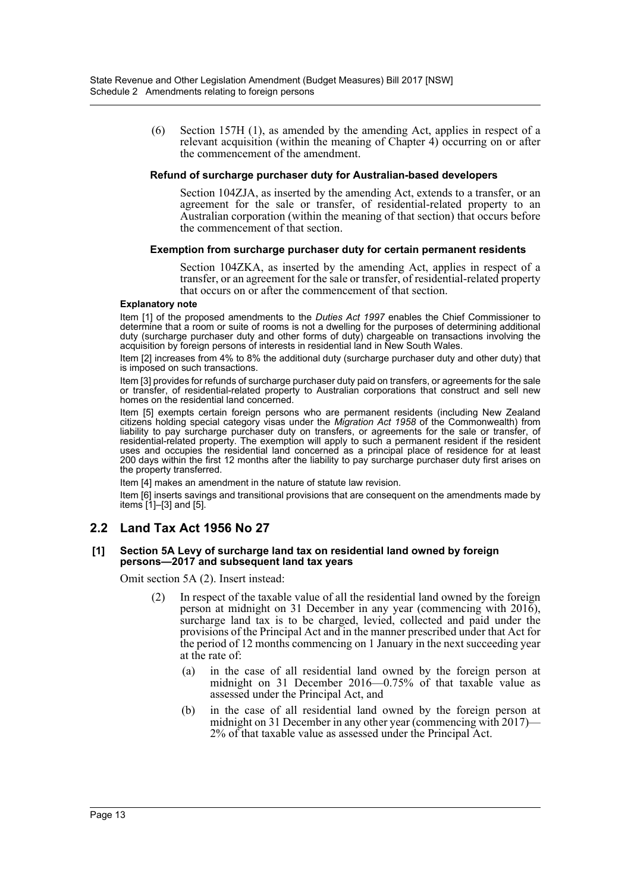(6) Section 157H (1), as amended by the amending Act, applies in respect of a relevant acquisition (within the meaning of Chapter 4) occurring on or after the commencement of the amendment.

**Refund of surcharge purchaser duty for Australian-based developers**

Section 104ZJA, as inserted by the amending Act, extends to a transfer, or an agreement for the sale or transfer, of residential-related property to an Australian corporation (within the meaning of that section) that occurs before the commencement of that section.

**Exemption from surcharge purchaser duty for certain permanent residents**

Section 104ZKA, as inserted by the amending Act, applies in respect of a transfer, or an agreement for the sale or transfer, of residential-related property that occurs on or after the commencement of that section.

**Explanatory note**

Item [1] of the proposed amendments to the *Duties Act 1997* enables the Chief Commissioner to determine that a room or suite of rooms is not a dwelling for the purposes of determining additional duty (surcharge purchaser duty and other forms of duty) chargeable on transactions involving the acquisition by foreign persons of interests in residential land in New South Wales.

Item [2] increases from 4% to 8% the additional duty (surcharge purchaser duty and other duty) that is imposed on such transactions.

Item [3] provides for refunds of surcharge purchaser duty paid on transfers, or agreements for the sale or transfer, of residential-related property to Australian corporations that construct and sell new homes on the residential land concerned.

Item [5] exempts certain foreign persons who are permanent residents (including New Zealand citizens holding special category visas under the *Migration Act 1958* of the Commonwealth) from liability to pay surcharge purchaser duty on transfers, or agreements for the sale or transfer, of residential-related property. The exemption will apply to such a permanent resident if the resident uses and occupies the residential land concerned as a principal place of residence for at least 200 days within the first 12 months after the liability to pay surcharge purchaser duty first arises on the property transferred.

Item [4] makes an amendment in the nature of statute law revision.

Item [6] inserts savings and transitional provisions that are consequent on the amendments made by items [1]–[3] and [5].

## 2.2 Land Tax Act 1956 No 27

**[1] Section 5A Levy of surcharge land tax on residential land owned by foreign persons—2017 and subsequent land tax years**

Omit section 5A (2). Insert instead:

(2) In respect of the taxable value of all the residential land owned by the foreign person at midnight on 31 December in any year (commencing with 2016), surcharge land tax is to be charged, levied, collected and paid under the provisions of the Principal Act and in the manner prescribed under that Act for the period of 12 months commencing on 1 January in the next succeeding year at the rate of:

- (a) in the case of all residential land owned by the foreign person at midnight on 31 December 2016—0.75% of that taxable value as assessed under the Principal Act, and
- (b) in the case of all residential land owned by the foreign person at midnight on 31 December in any other year (commencing with 2017)—2% of that taxable value as assessed under the Principal Act.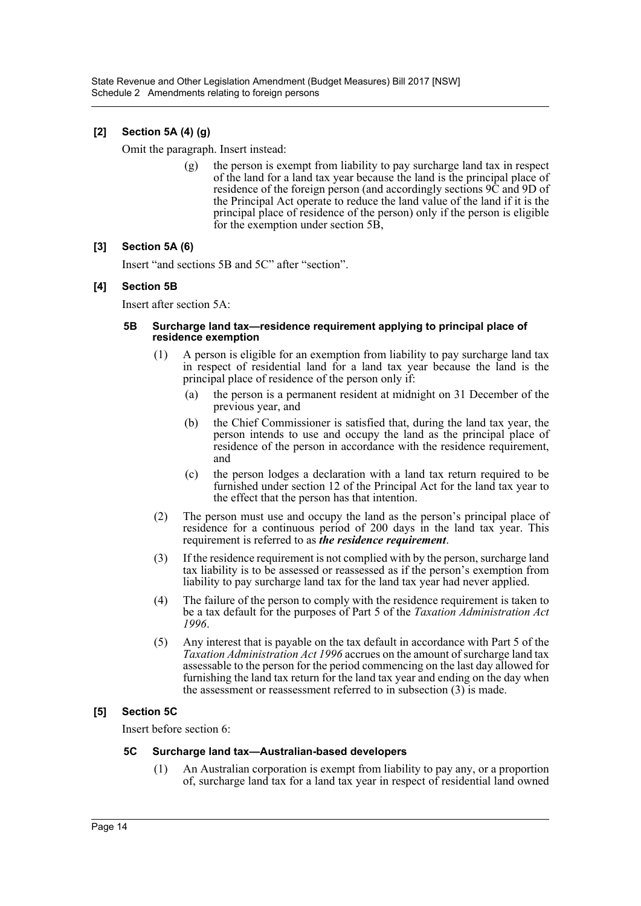**[2] Section 5A (4) (g)**

Omit the paragraph. Insert instead:

> (g) the person is exempt from liability to pay surcharge land tax in respect of the land for a land tax year because the land is the principal place of residence of the foreign person (and accordingly sections 9C and 9D of the Principal Act operate to reduce the land value of the land if it is the principal place of residence of the person) only if the person is eligible for the exemption under section 5B,

**[3] Section 5A (6)**

Insert "and sections 5B and 5C" after "section".

**[4] Section 5B**

Insert after section 5A:

> **5B Surcharge land tax—residence requirement applying to principal place of residence exemption**
>
> (1) A person is eligible for an exemption from liability to pay surcharge land tax in respect of residential land for a land tax year because the land is the principal place of residence of the person only if:
>
> (a) the person is a permanent resident at midnight on 31 December of the previous year, and
>
> (b) the Chief Commissioner is satisfied that, during the land tax year, the person intends to use and occupy the land as the principal place of residence of the person in accordance with the residence requirement, and
>
> (c) the person lodges a declaration with a land tax return required to be furnished under section 12 of the Principal Act for the land tax year to the effect that the person has that intention.
>
> (2) The person must use and occupy the land as the person's principal place of residence for a continuous period of 200 days in the land tax year. This requirement is referred to as ***the residence requirement***.
>
> (3) If the residence requirement is not complied with by the person, surcharge land tax liability is to be assessed or reassessed as if the person's exemption from liability to pay surcharge land tax for the land tax year had never applied.
>
> (4) The failure of the person to comply with the residence requirement is taken to be a tax default for the purposes of Part 5 of the *Taxation Administration Act 1996*.
>
> (5) Any interest that is payable on the tax default in accordance with Part 5 of the *Taxation Administration Act 1996* accrues on the amount of surcharge land tax assessable to the person for the period commencing on the last day allowed for furnishing the land tax return for the land tax year and ending on the day when the assessment or reassessment referred to in subsection (3) is made.

**[5] Section 5C**

Insert before section 6:

> **5C Surcharge land tax—Australian-based developers**
>
> (1) An Australian corporation is exempt from liability to pay any, or a proportion of, surcharge land tax for a land tax year in respect of residential land owned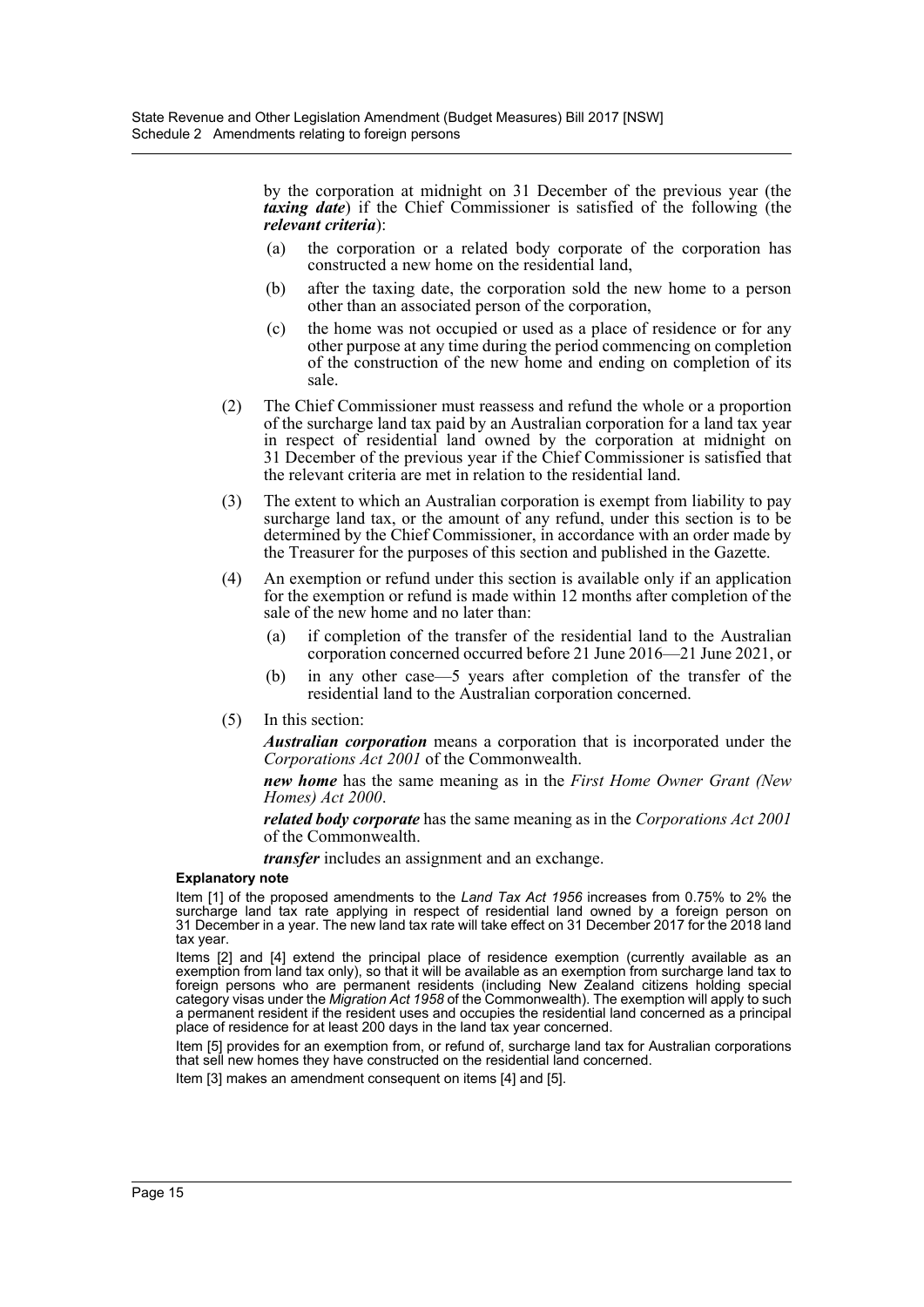by the corporation at midnight on 31 December of the previous year (the ***taxing date***) if the Chief Commissioner is satisfied of the following (the ***relevant criteria***):

(a) the corporation or a related body corporate of the corporation has constructed a new home on the residential land,

(b) after the taxing date, the corporation sold the new home to a person other than an associated person of the corporation,

(c) the home was not occupied or used as a place of residence or for any other purpose at any time during the period commencing on completion of the construction of the new home and ending on completion of its sale.

(2) The Chief Commissioner must reassess and refund the whole or a proportion of the surcharge land tax paid by an Australian corporation for a land tax year in respect of residential land owned by the corporation at midnight on 31 December of the previous year if the Chief Commissioner is satisfied that the relevant criteria are met in relation to the residential land.

(3) The extent to which an Australian corporation is exempt from liability to pay surcharge land tax, or the amount of any refund, under this section is to be determined by the Chief Commissioner, in accordance with an order made by the Treasurer for the purposes of this section and published in the Gazette.

(4) An exemption or refund under this section is available only if an application for the exemption or refund is made within 12 months after completion of the sale of the new home and no later than:

(a) if completion of the transfer of the residential land to the Australian corporation concerned occurred before 21 June 2016—21 June 2021, or

(b) in any other case—5 years after completion of the transfer of the residential land to the Australian corporation concerned.

(5) In this section:

***Australian corporation*** means a corporation that is incorporated under the *Corporations Act 2001* of the Commonwealth.

***new home*** has the same meaning as in the *First Home Owner Grant (New Homes) Act 2000*.

***related body corporate*** has the same meaning as in the *Corporations Act 2001* of the Commonwealth.

***transfer*** includes an assignment and an exchange.

**Explanatory note**

Item [1] of the proposed amendments to the *Land Tax Act 1956* increases from 0.75% to 2% the surcharge land tax rate applying in respect of residential land owned by a foreign person on 31 December in a year. The new land tax rate will take effect on 31 December 2017 for the 2018 land tax year.

Items [2] and [4] extend the principal place of residence exemption (currently available as an exemption from land tax only), so that it will be available as an exemption from surcharge land tax to foreign persons who are permanent residents (including New Zealand citizens holding special category visas under the *Migration Act 1958* of the Commonwealth). The exemption will apply to such a permanent resident if the resident uses and occupies the residential land concerned as a principal place of residence for at least 200 days in the land tax year concerned.

Item [5] provides for an exemption from, or refund of, surcharge land tax for Australian corporations that sell new homes they have constructed on the residential land concerned.

Item [3] makes an amendment consequent on items [4] and [5].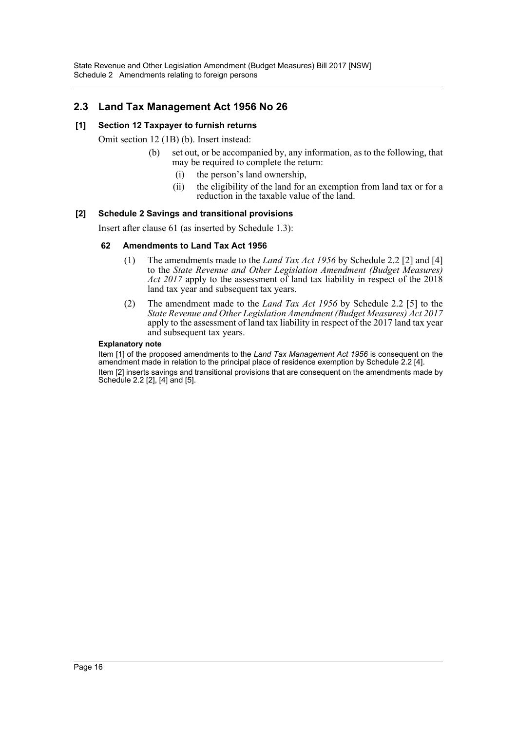## 2.3 Land Tax Management Act 1956 No 26

### [1] Section 12 Taxpayer to furnish returns

Omit section 12 (1B) (b). Insert instead:

> (b) set out, or be accompanied by, any information, as to the following, that may be required to complete the return:
>
> (i) the person's land ownership,
>
> (ii) the eligibility of the land for an exemption from land tax or for a reduction in the taxable value of the land.

### [2] Schedule 2 Savings and transitional provisions

Insert after clause 61 (as inserted by Schedule 1.3):

#### 62 Amendments to Land Tax Act 1956

(1) The amendments made to the *Land Tax Act 1956* by Schedule 2.2 [2] and [4] to the *State Revenue and Other Legislation Amendment (Budget Measures) Act 2017* apply to the assessment of land tax liability in respect of the 2018 land tax year and subsequent tax years.

(2) The amendment made to the *Land Tax Act 1956* by Schedule 2.2 [5] to the *State Revenue and Other Legislation Amendment (Budget Measures) Act 2017* apply to the assessment of land tax liability in respect of the 2017 land tax year and subsequent tax years.

**Explanatory note**

Item [1] of the proposed amendments to the *Land Tax Management Act 1956* is consequent on the amendment made in relation to the principal place of residence exemption by Schedule 2.2 [4].

Item [2] inserts savings and transitional provisions that are consequent on the amendments made by Schedule 2.2 [2], [4] and [5].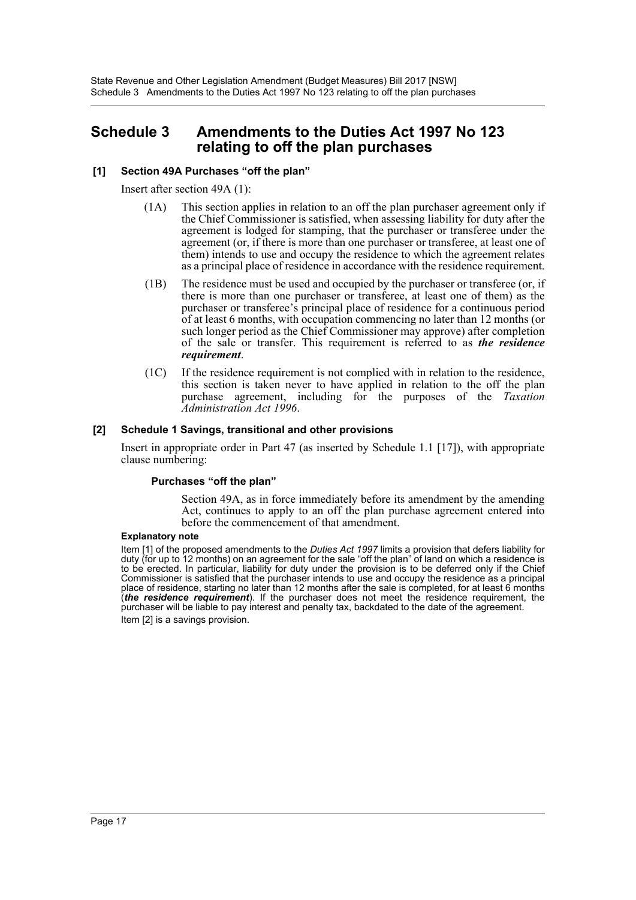# Schedule 3 Amendments to the Duties Act 1997 No 123 relating to off the plan purchases

## [1] Section 49A Purchases "off the plan"

Insert after section 49A (1):

(1A) This section applies in relation to an off the plan purchaser agreement only if the Chief Commissioner is satisfied, when assessing liability for duty after the agreement is lodged for stamping, that the purchaser or transferee under the agreement (or, if there is more than one purchaser or transferee, at least one of them) intends to use and occupy the residence to which the agreement relates as a principal place of residence in accordance with the residence requirement.

(1B) The residence must be used and occupied by the purchaser or transferee (or, if there is more than one purchaser or transferee, at least one of them) as the purchaser or transferee's principal place of residence for a continuous period of at least 6 months, with occupation commencing no later than 12 months (or such longer period as the Chief Commissioner may approve) after completion of the sale or transfer. This requirement is referred to as ***the residence requirement***.

(1C) If the residence requirement is not complied with in relation to the residence, this section is taken never to have applied in relation to the off the plan purchase agreement, including for the purposes of the *Taxation Administration Act 1996*.

## [2] Schedule 1 Savings, transitional and other provisions

Insert in appropriate order in Part 47 (as inserted by Schedule 1.1 [17]), with appropriate clause numbering:

**Purchases "off the plan"**

Section 49A, as in force immediately before its amendment by the amending Act, continues to apply to an off the plan purchase agreement entered into before the commencement of that amendment.

**Explanatory note**

Item [1] of the proposed amendments to the *Duties Act 1997* limits a provision that defers liability for duty (for up to 12 months) on an agreement for the sale "off the plan" of land on which a residence is to be erected. In particular, liability for duty under the provision is to be deferred only if the Chief Commissioner is satisfied that the purchaser intends to use and occupy the residence as a principal place of residence, starting no later than 12 months after the sale is completed, for at least 6 months (***the residence requirement***). If the purchaser does not meet the residence requirement, the purchaser will be liable to pay interest and penalty tax, backdated to the date of the agreement.

Item [2] is a savings provision.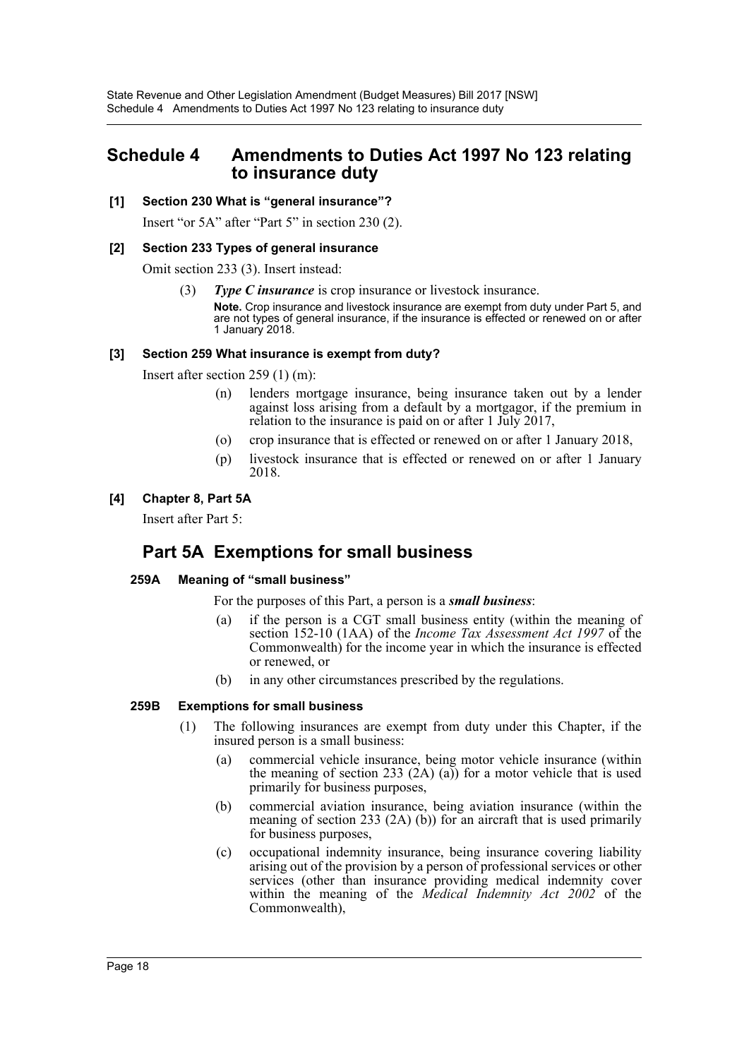# Schedule 4 Amendments to Duties Act 1997 No 123 relating to insurance duty

**[1] Section 230 What is "general insurance"?**

Insert "or 5A" after "Part 5" in section 230 (2).

**[2] Section 233 Types of general insurance**

Omit section 233 (3). Insert instead:

(3) ***Type C insurance*** is crop insurance or livestock insurance.

**Note.** Crop insurance and livestock insurance are exempt from duty under Part 5, and are not types of general insurance, if the insurance is effected or renewed on or after 1 January 2018.

**[3] Section 259 What insurance is exempt from duty?**

Insert after section 259 (1) (m):

(n) lenders mortgage insurance, being insurance taken out by a lender against loss arising from a default by a mortgagor, if the premium in relation to the insurance is paid on or after 1 July 2017,

(o) crop insurance that is effected or renewed on or after 1 January 2018,

(p) livestock insurance that is effected or renewed on or after 1 January 2018.

**[4] Chapter 8, Part 5A**

Insert after Part 5:

## Part 5A Exemptions for small business

**259A Meaning of "small business"**

For the purposes of this Part, a person is a ***small business***:

(a) if the person is a CGT small business entity (within the meaning of section 152-10 (1AA) of the *Income Tax Assessment Act 1997* of the Commonwealth) for the income year in which the insurance is effected or renewed, or

(b) in any other circumstances prescribed by the regulations.

**259B Exemptions for small business**

(1) The following insurances are exempt from duty under this Chapter, if the insured person is a small business:

(a) commercial vehicle insurance, being motor vehicle insurance (within the meaning of section 233 (2A) (a)) for a motor vehicle that is used primarily for business purposes,

(b) commercial aviation insurance, being aviation insurance (within the meaning of section 233 (2A) (b)) for an aircraft that is used primarily for business purposes,

(c) occupational indemnity insurance, being insurance covering liability arising out of the provision by a person of professional services or other services (other than insurance providing medical indemnity cover within the meaning of the *Medical Indemnity Act 2002* of the Commonwealth),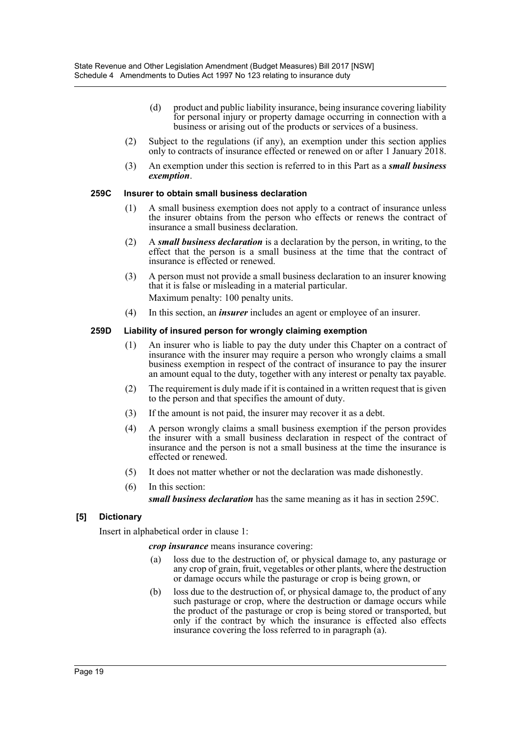(d) product and public liability insurance, being insurance covering liability for personal injury or property damage occurring in connection with a business or arising out of the products or services of a business.

(2) Subject to the regulations (if any), an exemption under this section applies only to contracts of insurance effected or renewed on or after 1 January 2018.

(3) An exemption under this section is referred to in this Part as a ***small business exemption***.

#### 259C Insurer to obtain small business declaration

(1) A small business exemption does not apply to a contract of insurance unless the insurer obtains from the person who effects or renews the contract of insurance a small business declaration.

(2) A ***small business declaration*** is a declaration by the person, in writing, to the effect that the person is a small business at the time that the contract of insurance is effected or renewed.

(3) A person must not provide a small business declaration to an insurer knowing that it is false or misleading in a material particular.

Maximum penalty: 100 penalty units.

(4) In this section, an ***insurer*** includes an agent or employee of an insurer.

#### 259D Liability of insured person for wrongly claiming exemption

(1) An insurer who is liable to pay the duty under this Chapter on a contract of insurance with the insurer may require a person who wrongly claims a small business exemption in respect of the contract of insurance to pay the insurer an amount equal to the duty, together with any interest or penalty tax payable.

(2) The requirement is duly made if it is contained in a written request that is given to the person and that specifies the amount of duty.

(3) If the amount is not paid, the insurer may recover it as a debt.

(4) A person wrongly claims a small business exemption if the person provides the insurer with a small business declaration in respect of the contract of insurance and the person is not a small business at the time the insurance is effected or renewed.

(5) It does not matter whether or not the declaration was made dishonestly.

(6) In this section:

***small business declaration*** has the same meaning as it has in section 259C.

### [5] Dictionary

Insert in alphabetical order in clause 1:

***crop insurance*** means insurance covering:

(a) loss due to the destruction of, or physical damage to, any pasturage or any crop of grain, fruit, vegetables or other plants, where the destruction or damage occurs while the pasturage or crop is being grown, or

(b) loss due to the destruction of, or physical damage to, the product of any such pasturage or crop, where the destruction or damage occurs while the product of the pasturage or crop is being stored or transported, but only if the contract by which the insurance is effected also effects insurance covering the loss referred to in paragraph (a).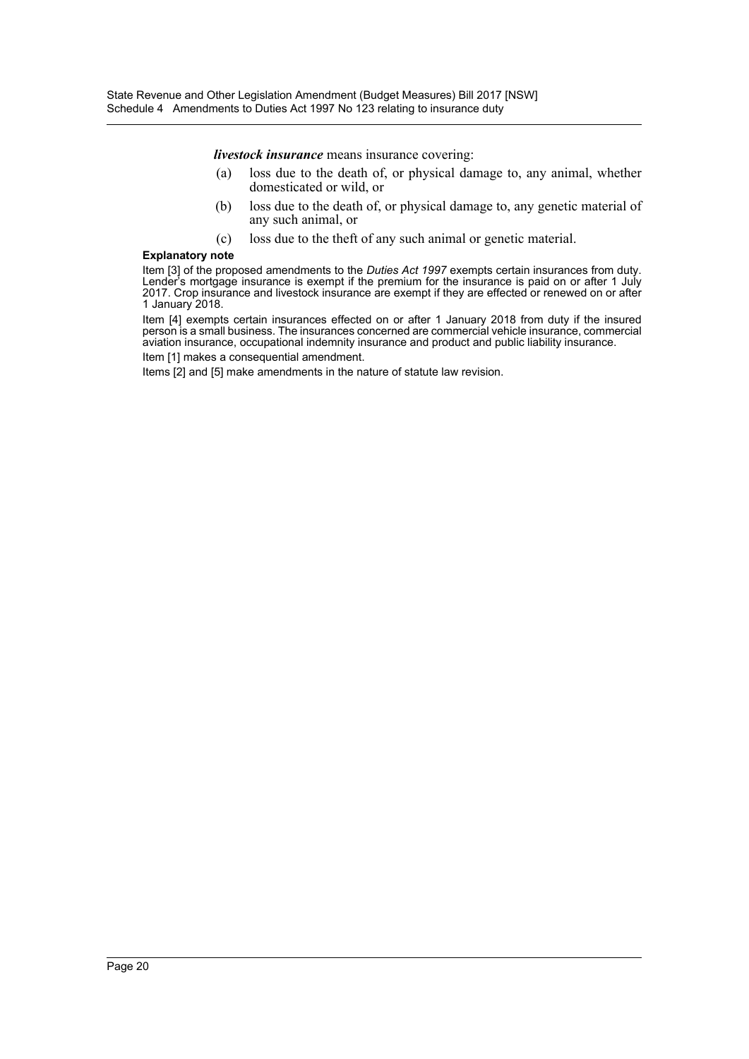***livestock insurance*** means insurance covering:

(a) loss due to the death of, or physical damage to, any animal, whether domesticated or wild, or

(b) loss due to the death of, or physical damage to, any genetic material of any such animal, or

(c) loss due to the theft of any such animal or genetic material.

**Explanatory note**

Item [3] of the proposed amendments to the *Duties Act 1997* exempts certain insurances from duty. Lender's mortgage insurance is exempt if the premium for the insurance is paid on or after 1 July 2017. Crop insurance and livestock insurance are exempt if they are effected or renewed on or after 1 January 2018.

Item [4] exempts certain insurances effected on or after 1 January 2018 from duty if the insured person is a small business. The insurances concerned are commercial vehicle insurance, commercial aviation insurance, occupational indemnity insurance and product and public liability insurance.

Item [1] makes a consequential amendment.

Items [2] and [5] make amendments in the nature of statute law revision.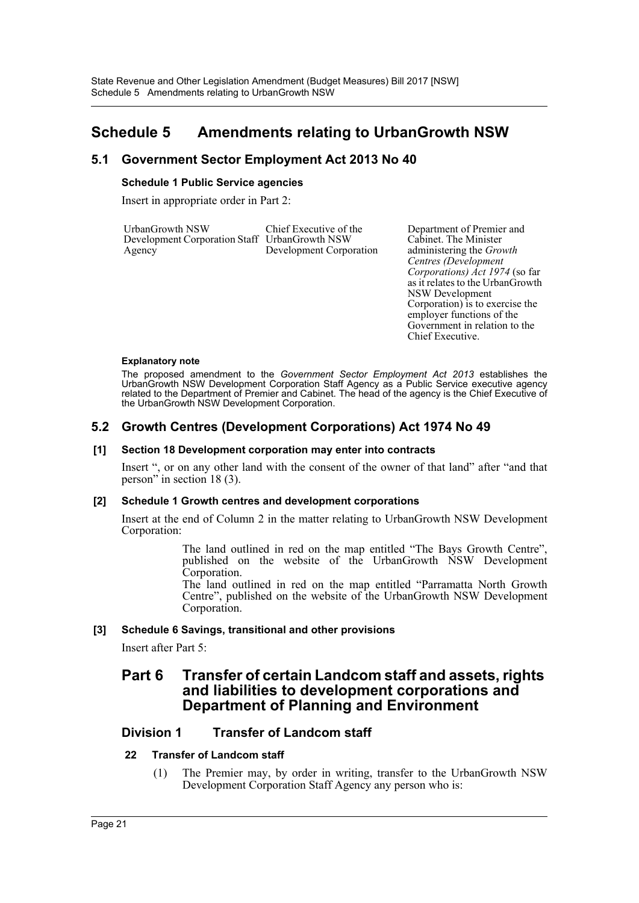# Schedule 5 Amendments relating to UrbanGrowth NSW

## 5.1 Government Sector Employment Act 2013 No 40

### Schedule 1 Public Service agencies

Insert in appropriate order in Part 2:

| | | |
|---|---|---|
| UrbanGrowth NSW Development Corporation Staff Agency | Chief Executive of the UrbanGrowth NSW Development Corporation | Department of Premier and Cabinet. The Minister administering the *Growth Centres (Development Corporations) Act 1974* (so far as it relates to the UrbanGrowth NSW Development Corporation) is to exercise the employer functions of the Government in relation to the Chief Executive. |

#### Explanatory note

The proposed amendment to the *Government Sector Employment Act 2013* establishes the UrbanGrowth NSW Development Corporation Staff Agency as a Public Service executive agency related to the Department of Premier and Cabinet. The head of the agency is the Chief Executive of the UrbanGrowth NSW Development Corporation.

## 5.2 Growth Centres (Development Corporations) Act 1974 No 49

### [1] Section 18 Development corporation may enter into contracts

Insert ", or on any other land with the consent of the owner of that land" after "and that person" in section 18 (3).

### [2] Schedule 1 Growth centres and development corporations

Insert at the end of Column 2 in the matter relating to UrbanGrowth NSW Development Corporation:

> The land outlined in red on the map entitled "The Bays Growth Centre", published on the website of the UrbanGrowth NSW Development Corporation.
>
> The land outlined in red on the map entitled "Parramatta North Growth Centre", published on the website of the UrbanGrowth NSW Development Corporation.

### [3] Schedule 6 Savings, transitional and other provisions

Insert after Part 5:

## Part 6 Transfer of certain Landcom staff and assets, rights and liabilities to development corporations and Department of Planning and Environment

### Division 1 Transfer of Landcom staff

#### 22 Transfer of Landcom staff

(1) The Premier may, by order in writing, transfer to the UrbanGrowth NSW Development Corporation Staff Agency any person who is: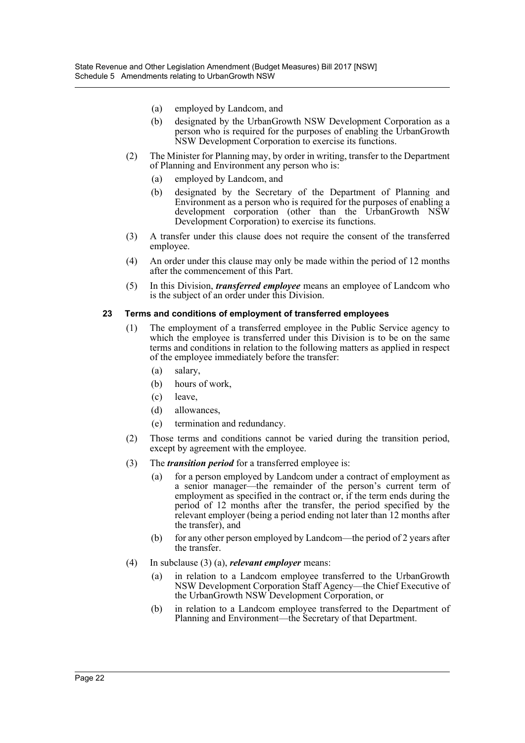(a) employed by Landcom, and

(b) designated by the UrbanGrowth NSW Development Corporation as a person who is required for the purposes of enabling the UrbanGrowth NSW Development Corporation to exercise its functions.

(2) The Minister for Planning may, by order in writing, transfer to the Department of Planning and Environment any person who is:

(a) employed by Landcom, and

(b) designated by the Secretary of the Department of Planning and Environment as a person who is required for the purposes of enabling a development corporation (other than the UrbanGrowth NSW Development Corporation) to exercise its functions.

(3) A transfer under this clause does not require the consent of the transferred employee.

(4) An order under this clause may only be made within the period of 12 months after the commencement of this Part.

(5) In this Division, ***transferred employee*** means an employee of Landcom who is the subject of an order under this Division.

#### 23 Terms and conditions of employment of transferred employees

(1) The employment of a transferred employee in the Public Service agency to which the employee is transferred under this Division is to be on the same terms and conditions in relation to the following matters as applied in respect of the employee immediately before the transfer:

(a) salary,

(b) hours of work,

(c) leave,

(d) allowances,

(e) termination and redundancy.

(2) Those terms and conditions cannot be varied during the transition period, except by agreement with the employee.

(3) The ***transition period*** for a transferred employee is:

(a) for a person employed by Landcom under a contract of employment as a senior manager—the remainder of the person's current term of employment as specified in the contract or, if the term ends during the period of 12 months after the transfer, the period specified by the relevant employer (being a period ending not later than 12 months after the transfer), and

(b) for any other person employed by Landcom—the period of 2 years after the transfer.

(4) In subclause (3) (a), ***relevant employer*** means:

(a) in relation to a Landcom employee transferred to the UrbanGrowth NSW Development Corporation Staff Agency—the Chief Executive of the UrbanGrowth NSW Development Corporation, or

(b) in relation to a Landcom employee transferred to the Department of Planning and Environment—the Secretary of that Department.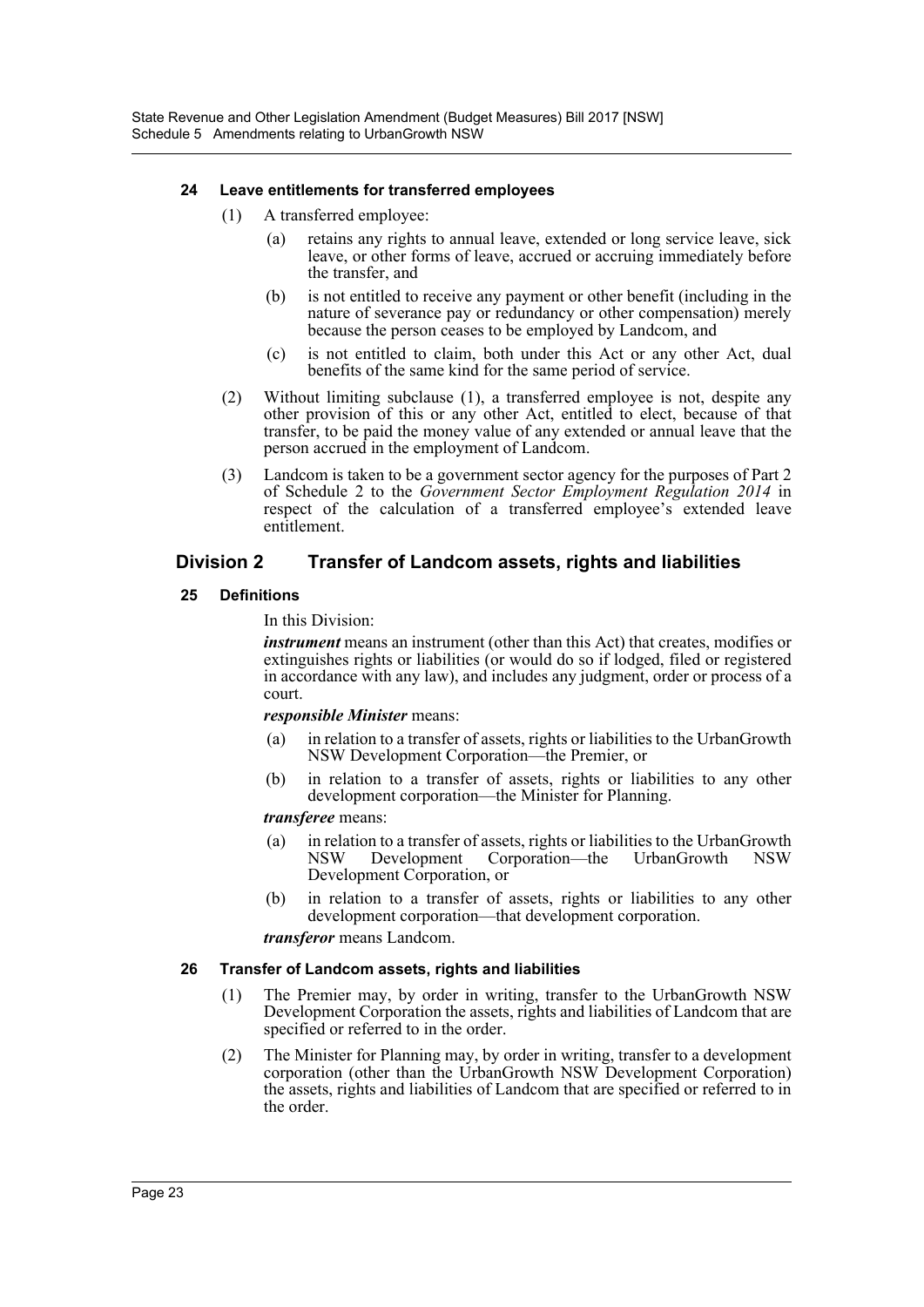#### 24 Leave entitlements for transferred employees

(1) A transferred employee:

(a) retains any rights to annual leave, extended or long service leave, sick leave, or other forms of leave, accrued or accruing immediately before the transfer, and

(b) is not entitled to receive any payment or other benefit (including in the nature of severance pay or redundancy or other compensation) merely because the person ceases to be employed by Landcom, and

(c) is not entitled to claim, both under this Act or any other Act, dual benefits of the same kind for the same period of service.

(2) Without limiting subclause (1), a transferred employee is not, despite any other provision of this or any other Act, entitled to elect, because of that transfer, to be paid the money value of any extended or annual leave that the person accrued in the employment of Landcom.

(3) Landcom is taken to be a government sector agency for the purposes of Part 2 of Schedule 2 to the *Government Sector Employment Regulation 2014* in respect of the calculation of a transferred employee's extended leave entitlement.

### Division 2 Transfer of Landcom assets, rights and liabilities

#### 25 Definitions

In this Division:

***instrument*** means an instrument (other than this Act) that creates, modifies or extinguishes rights or liabilities (or would do so if lodged, filed or registered in accordance with any law), and includes any judgment, order or process of a court.

***responsible Minister*** means:

(a) in relation to a transfer of assets, rights or liabilities to the UrbanGrowth NSW Development Corporation—the Premier, or

(b) in relation to a transfer of assets, rights or liabilities to any other development corporation—the Minister for Planning.

***transferee*** means:

(a) in relation to a transfer of assets, rights or liabilities to the UrbanGrowth NSW Development Corporation—the UrbanGrowth NSW Development Corporation, or

(b) in relation to a transfer of assets, rights or liabilities to any other development corporation—that development corporation.

***transferor*** means Landcom.

#### 26 Transfer of Landcom assets, rights and liabilities

(1) The Premier may, by order in writing, transfer to the UrbanGrowth NSW Development Corporation the assets, rights and liabilities of Landcom that are specified or referred to in the order.

(2) The Minister for Planning may, by order in writing, transfer to a development corporation (other than the UrbanGrowth NSW Development Corporation) the assets, rights and liabilities of Landcom that are specified or referred to in the order.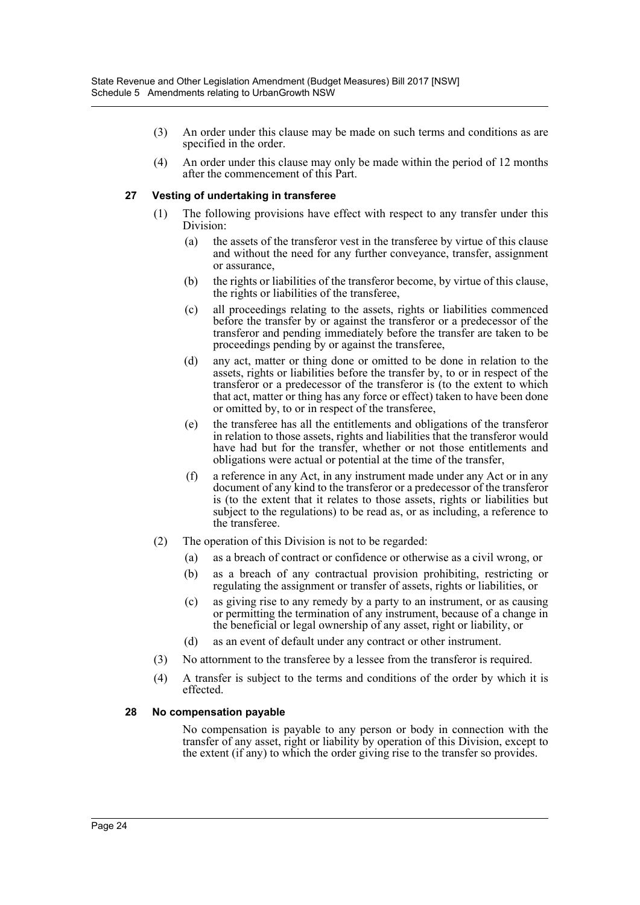(3) An order under this clause may be made on such terms and conditions as are specified in the order.

(4) An order under this clause may only be made within the period of 12 months after the commencement of this Part.

#### 27 Vesting of undertaking in transferee

(1) The following provisions have effect with respect to any transfer under this Division:

(a) the assets of the transferor vest in the transferee by virtue of this clause and without the need for any further conveyance, transfer, assignment or assurance,

(b) the rights or liabilities of the transferor become, by virtue of this clause, the rights or liabilities of the transferee,

(c) all proceedings relating to the assets, rights or liabilities commenced before the transfer by or against the transferor or a predecessor of the transferor and pending immediately before the transfer are taken to be proceedings pending by or against the transferee,

(d) any act, matter or thing done or omitted to be done in relation to the assets, rights or liabilities before the transfer by, to or in respect of the transferor or a predecessor of the transferor is (to the extent to which that act, matter or thing has any force or effect) taken to have been done or omitted by, to or in respect of the transferee,

(e) the transferee has all the entitlements and obligations of the transferor in relation to those assets, rights and liabilities that the transferor would have had but for the transfer, whether or not those entitlements and obligations were actual or potential at the time of the transfer,

(f) a reference in any Act, in any instrument made under any Act or in any document of any kind to the transferor or a predecessor of the transferor is (to the extent that it relates to those assets, rights or liabilities but subject to the regulations) to be read as, or as including, a reference to the transferee.

(2) The operation of this Division is not to be regarded:

(a) as a breach of contract or confidence or otherwise as a civil wrong, or

(b) as a breach of any contractual provision prohibiting, restricting or regulating the assignment or transfer of assets, rights or liabilities, or

(c) as giving rise to any remedy by a party to an instrument, or as causing or permitting the termination of any instrument, because of a change in the beneficial or legal ownership of any asset, right or liability, or

(d) as an event of default under any contract or other instrument.

(3) No attornment to the transferee by a lessee from the transferor is required.

(4) A transfer is subject to the terms and conditions of the order by which it is effected.

#### 28 No compensation payable

No compensation is payable to any person or body in connection with the transfer of any asset, right or liability by operation of this Division, except to the extent (if any) to which the order giving rise to the transfer so provides.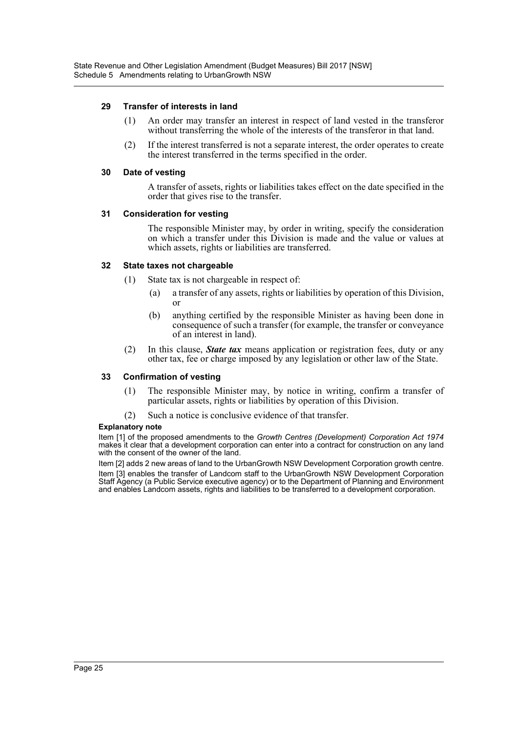#### 29 Transfer of interests in land

(1) An order may transfer an interest in respect of land vested in the transferor without transferring the whole of the interests of the transferor in that land.

(2) If the interest transferred is not a separate interest, the order operates to create the interest transferred in the terms specified in the order.

#### 30 Date of vesting

A transfer of assets, rights or liabilities takes effect on the date specified in the order that gives rise to the transfer.

#### 31 Consideration for vesting

The responsible Minister may, by order in writing, specify the consideration on which a transfer under this Division is made and the value or values at which assets, rights or liabilities are transferred.

#### 32 State taxes not chargeable

(1) State tax is not chargeable in respect of:

(a) a transfer of any assets, rights or liabilities by operation of this Division, or

(b) anything certified by the responsible Minister as having been done in consequence of such a transfer (for example, the transfer or conveyance of an interest in land).

(2) In this clause, ***State tax*** means application or registration fees, duty or any other tax, fee or charge imposed by any legislation or other law of the State.

#### 33 Confirmation of vesting

(1) The responsible Minister may, by notice in writing, confirm a transfer of particular assets, rights or liabilities by operation of this Division.

(2) Such a notice is conclusive evidence of that transfer.

**Explanatory note**

Item [1] of the proposed amendments to the *Growth Centres (Development) Corporation Act 1974* makes it clear that a development corporation can enter into a contract for construction on any land with the consent of the owner of the land.

Item [2] adds 2 new areas of land to the UrbanGrowth NSW Development Corporation growth centre.

Item [3] enables the transfer of Landcom staff to the UrbanGrowth NSW Development Corporation Staff Agency (a Public Service executive agency) or to the Department of Planning and Environment and enables Landcom assets, rights and liabilities to be transferred to a development corporation.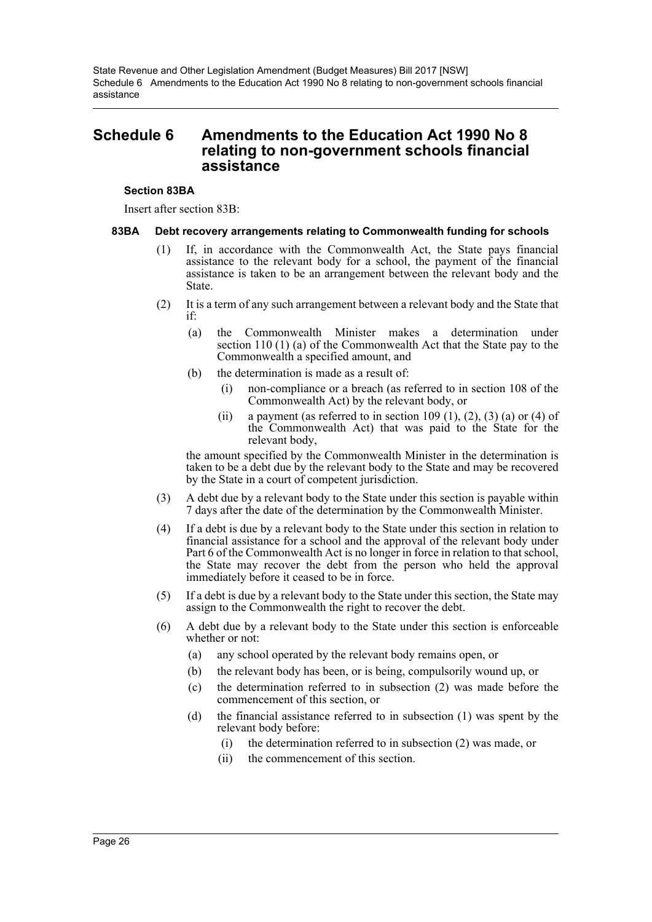# Schedule 6 Amendments to the Education Act 1990 No 8 relating to non-government schools financial assistance

**Section 83BA**

Insert after section 83B:

**83BA Debt recovery arrangements relating to Commonwealth funding for schools**

(1) If, in accordance with the Commonwealth Act, the State pays financial assistance to the relevant body for a school, the payment of the financial assistance is taken to be an arrangement between the relevant body and the State.

(2) It is a term of any such arrangement between a relevant body and the State that if:

- (a) the Commonwealth Minister makes a determination under section 110 (1) (a) of the Commonwealth Act that the State pay to the Commonwealth a specified amount, and
- (b) the determination is made as a result of:
  - (i) non-compliance or a breach (as referred to in section 108 of the Commonwealth Act) by the relevant body, or
  - (ii) a payment (as referred to in section 109 (1), (2), (3) (a) or (4) of the Commonwealth Act) that was paid to the State for the relevant body,

the amount specified by the Commonwealth Minister in the determination is taken to be a debt due by the relevant body to the State and may be recovered by the State in a court of competent jurisdiction.

(3) A debt due by a relevant body to the State under this section is payable within 7 days after the date of the determination by the Commonwealth Minister.

(4) If a debt is due by a relevant body to the State under this section in relation to financial assistance for a school and the approval of the relevant body under Part 6 of the Commonwealth Act is no longer in force in relation to that school, the State may recover the debt from the person who held the approval immediately before it ceased to be in force.

(5) If a debt is due by a relevant body to the State under this section, the State may assign to the Commonwealth the right to recover the debt.

(6) A debt due by a relevant body to the State under this section is enforceable whether or not:

- (a) any school operated by the relevant body remains open, or
- (b) the relevant body has been, or is being, compulsorily wound up, or
- (c) the determination referred to in subsection (2) was made before the commencement of this section, or
- (d) the financial assistance referred to in subsection (1) was spent by the relevant body before:
  - (i) the determination referred to in subsection (2) was made, or
  - (ii) the commencement of this section.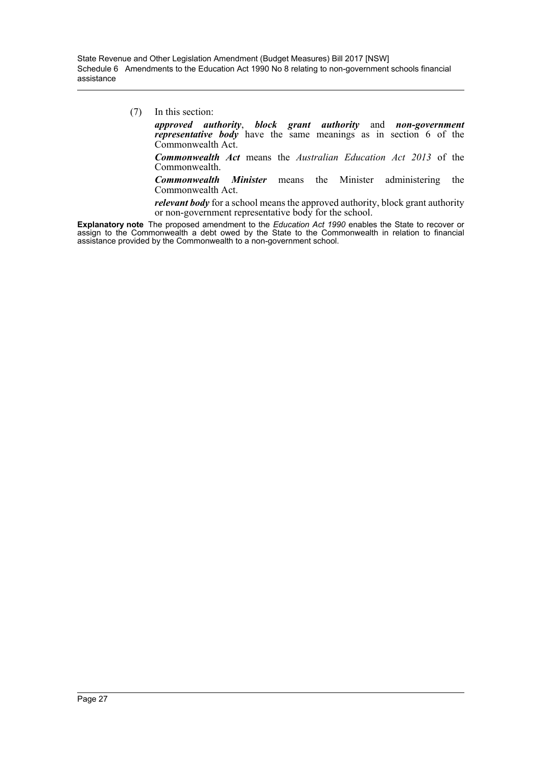(7) In this section:

***approved authority***, ***block grant authority*** and ***non-government representative body*** have the same meanings as in section 6 of the Commonwealth Act.

***Commonwealth Act*** means the *Australian Education Act 2013* of the Commonwealth.

***Commonwealth Minister*** means the Minister administering the Commonwealth Act.

***relevant body*** for a school means the approved authority, block grant authority or non-government representative body for the school.

**Explanatory note** The proposed amendment to the *Education Act 1990* enables the State to recover or assign to the Commonwealth a debt owed by the State to the Commonwealth in relation to financial assistance provided by the Commonwealth to a non-government school.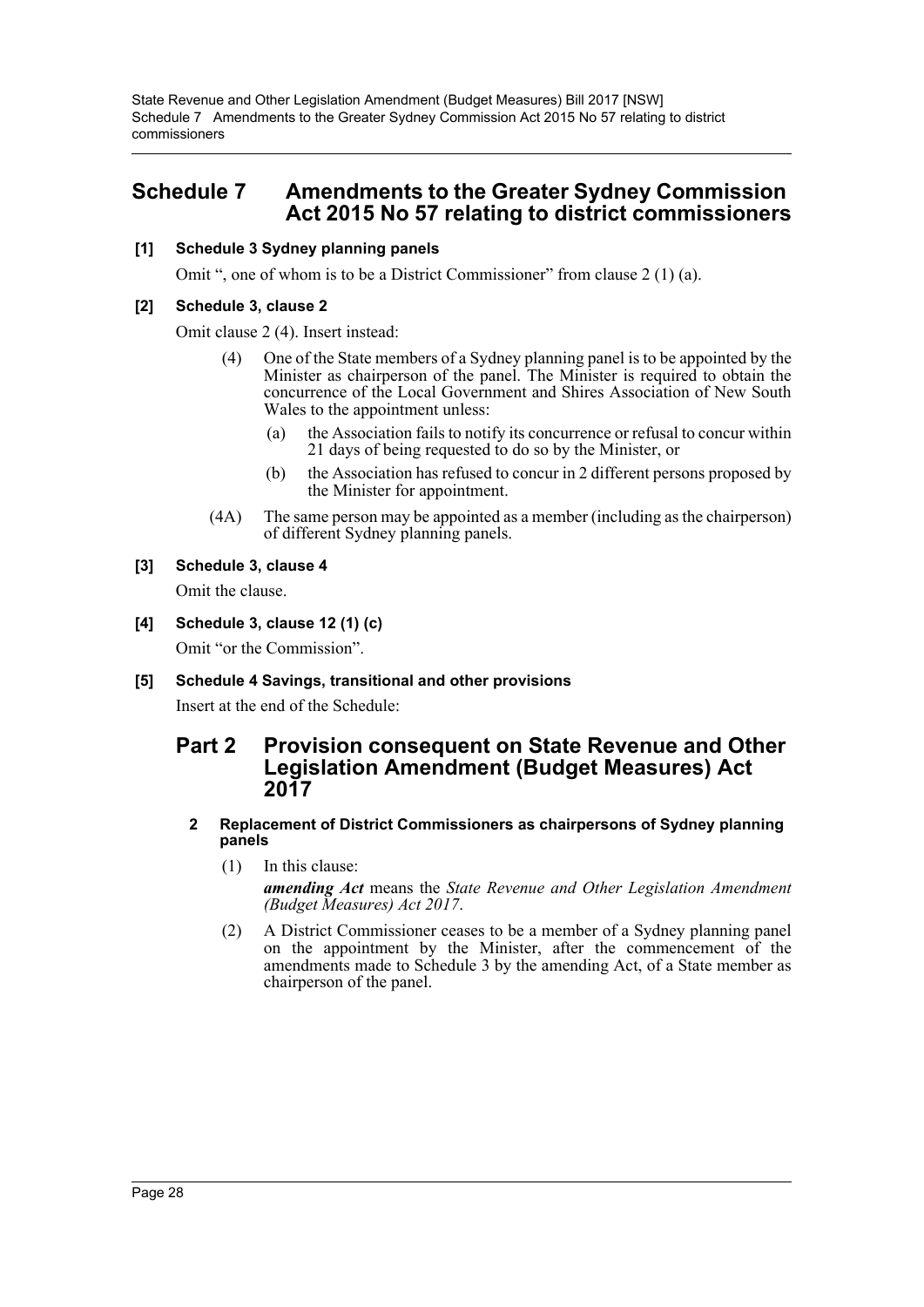# Schedule 7 Amendments to the Greater Sydney Commission Act 2015 No 57 relating to district commissioners

**[1] Schedule 3 Sydney planning panels**

Omit ", one of whom is to be a District Commissioner" from clause 2 (1) (a).

**[2] Schedule 3, clause 2**

Omit clause 2 (4). Insert instead:

> (4) One of the State members of a Sydney planning panel is to be appointed by the Minister as chairperson of the panel. The Minister is required to obtain the concurrence of the Local Government and Shires Association of New South Wales to the appointment unless:
>
> (a) the Association fails to notify its concurrence or refusal to concur within 21 days of being requested to do so by the Minister, or
>
> (b) the Association has refused to concur in 2 different persons proposed by the Minister for appointment.
>
> (4A) The same person may be appointed as a member (including as the chairperson) of different Sydney planning panels.

**[3] Schedule 3, clause 4**

Omit the clause.

**[4] Schedule 3, clause 12 (1) (c)**

Omit "or the Commission".

**[5] Schedule 4 Savings, transitional and other provisions**

Insert at the end of the Schedule:

## Part 2 Provision consequent on State Revenue and Other Legislation Amendment (Budget Measures) Act 2017

### 2 Replacement of District Commissioners as chairpersons of Sydney planning panels

(1) In this clause:

***amending Act*** means the *State Revenue and Other Legislation Amendment (Budget Measures) Act 2017*.

(2) A District Commissioner ceases to be a member of a Sydney planning panel on the appointment by the Minister, after the commencement of the amendments made to Schedule 3 by the amending Act, of a State member as chairperson of the panel.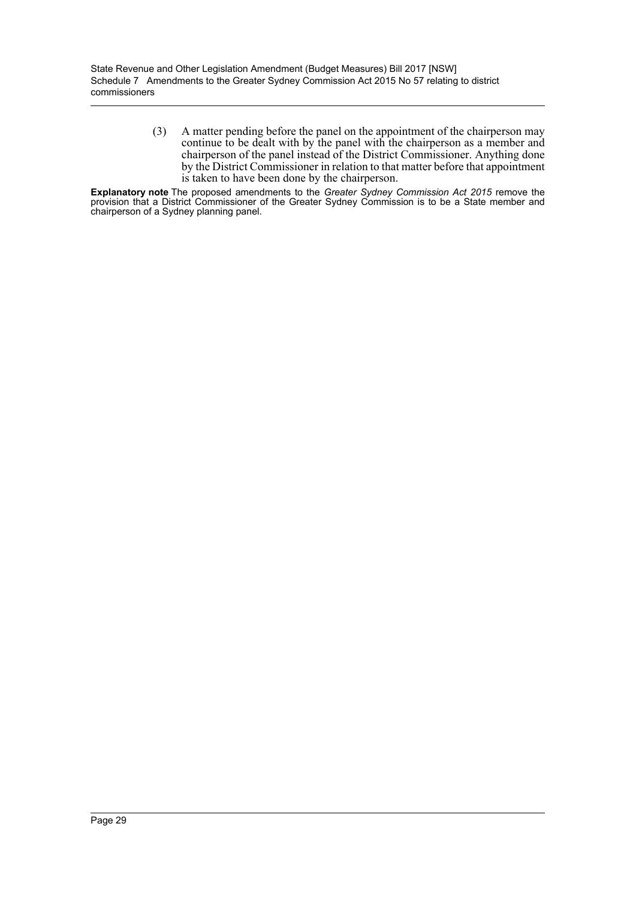(3) A matter pending before the panel on the appointment of the chairperson may continue to be dealt with by the panel with the chairperson as a member and chairperson of the panel instead of the District Commissioner. Anything done by the District Commissioner in relation to that matter before that appointment is taken to have been done by the chairperson.

**Explanatory note** The proposed amendments to the *Greater Sydney Commission Act 2015* remove the provision that a District Commissioner of the Greater Sydney Commission is to be a State member and chairperson of a Sydney planning panel.